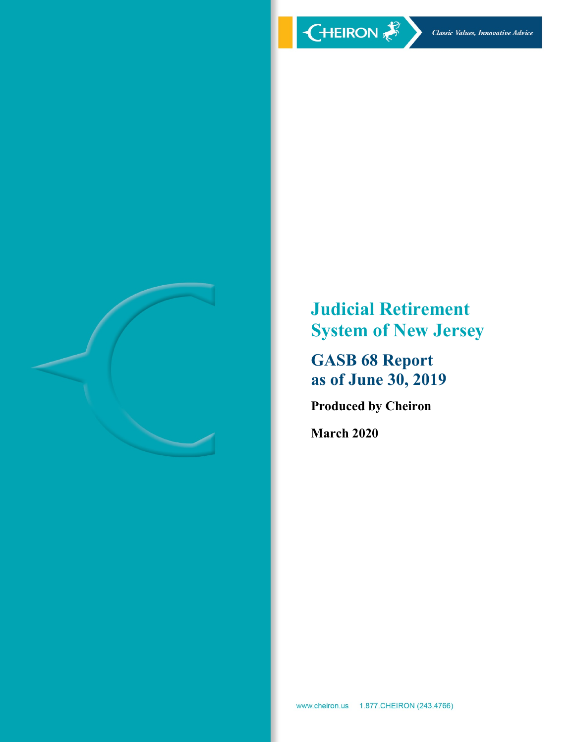CHEIRON

*Classic Values, Innovative Advice*

# Judicial Retirement System of New Jersey

## GASB 68 Report as of June 30, 2019

**Produced by Cheiron**

**March 2020**

www.cheiron.us 1.877.CHEIRON (243.4766)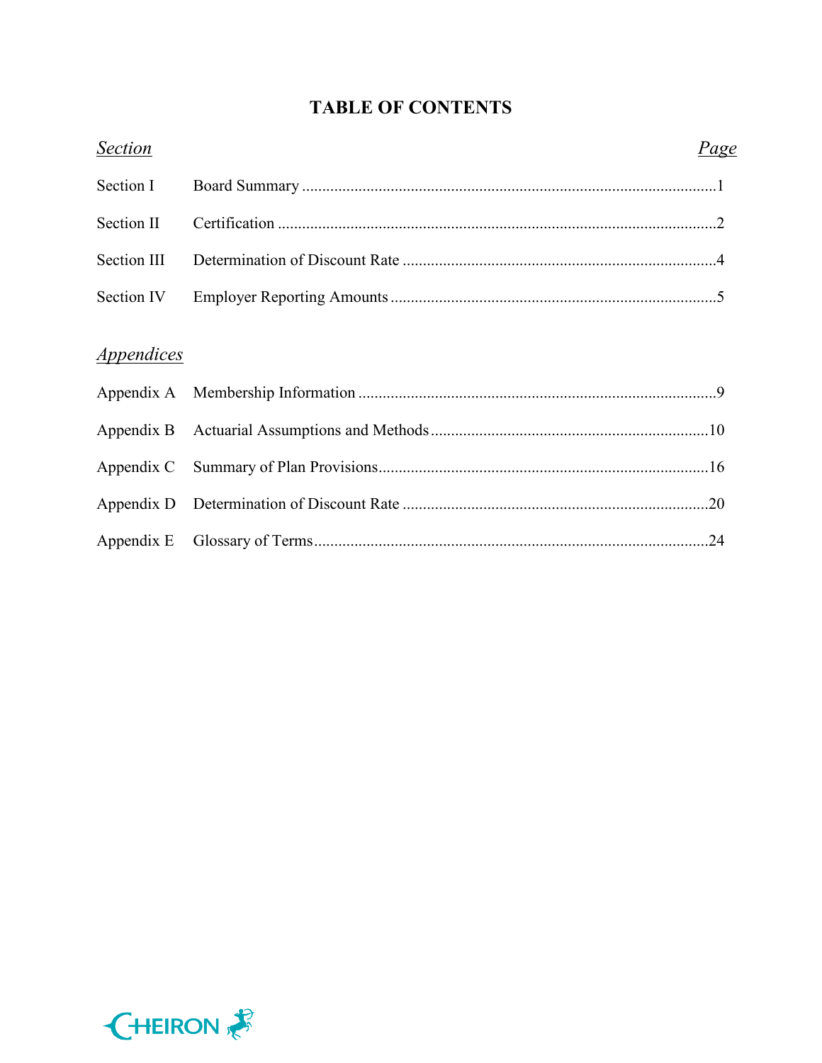# TABLE OF CONTENTS

| *Section* | | *Page* |
|---|---|---|
| Section I | Board Summary | 1 |
| Section II | Certification | 2 |
| Section III | Determination of Discount Rate | 4 |
| Section IV | Employer Reporting Amounts | 5 |

*Appendices*

| | | |
|---|---|---|
| Appendix A | Membership Information | 9 |
| Appendix B | Actuarial Assumptions and Methods | 10 |
| Appendix C | Summary of Plan Provisions | 16 |
| Appendix D | Determination of Discount Rate | 20 |
| Appendix E | Glossary of Terms | 24 |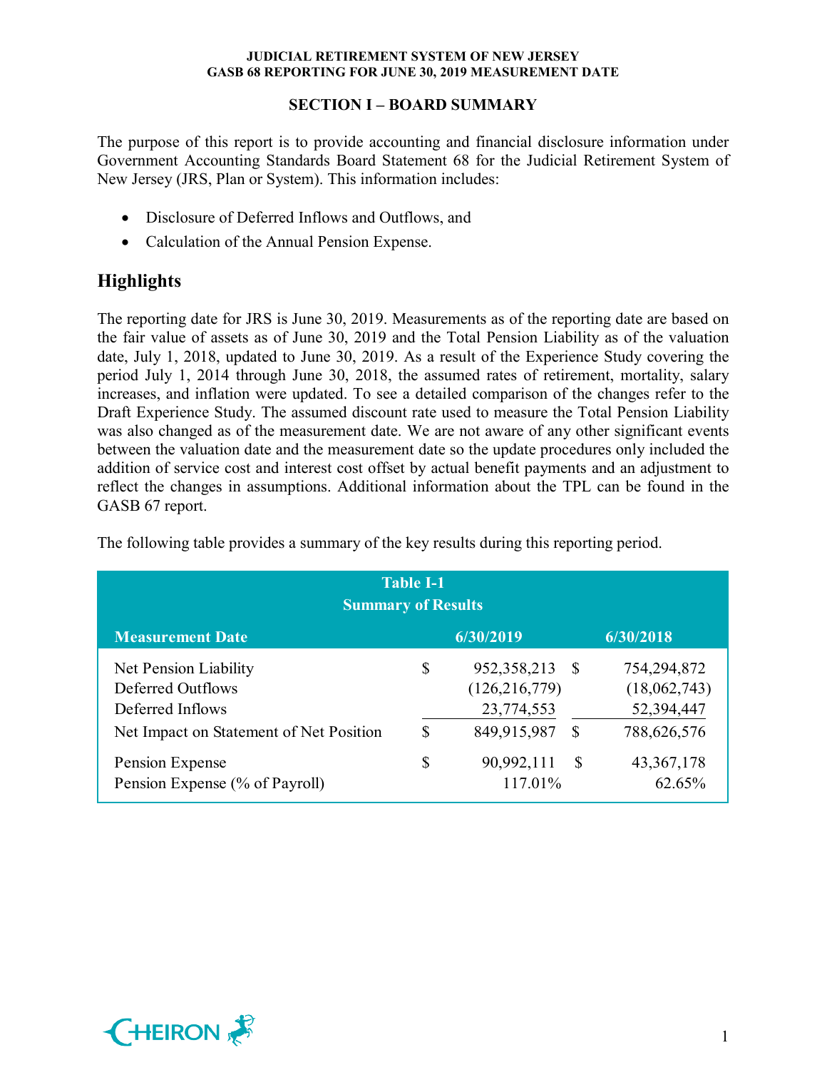## SECTION I – BOARD SUMMARY

The purpose of this report is to provide accounting and financial disclosure information under Government Accounting Standards Board Statement 68 for the Judicial Retirement System of New Jersey (JRS, Plan or System). This information includes:

- Disclosure of Deferred Inflows and Outflows, and
- Calculation of the Annual Pension Expense.

## Highlights

The reporting date for JRS is June 30, 2019. Measurements as of the reporting date are based on the fair value of assets as of June 30, 2019 and the Total Pension Liability as of the valuation date, July 1, 2018, updated to June 30, 2019. As a result of the Experience Study covering the period July 1, 2014 through June 30, 2018, the assumed rates of retirement, mortality, salary increases, and inflation were updated. To see a detailed comparison of the changes refer to the Draft Experience Study. The assumed discount rate used to measure the Total Pension Liability was also changed as of the measurement date. We are not aware of any other significant events between the valuation date and the measurement date so the update procedures only included the addition of service cost and interest cost offset by actual benefit payments and an adjustment to reflect the changes in assumptions. Additional information about the TPL can be found in the GASB 67 report.

The following table provides a summary of the key results during this reporting period.

**Table I-1**
**Summary of Results**

| Measurement Date | 6/30/2019 | 6/30/2018 |
|---|---|---|
| Net Pension Liability | $ 952,358,213 | $ 754,294,872 |
| Deferred Outflows | (126,216,779) | (18,062,743) |
| Deferred Inflows | 23,774,553 | 52,394,447 |
| Net Impact on Statement of Net Position | $ 849,915,987 | $ 788,626,576 |
| Pension Expense | $ 90,992,111 | $ 43,367,178 |
| Pension Expense (% of Payroll) | 117.01% | 62.65% |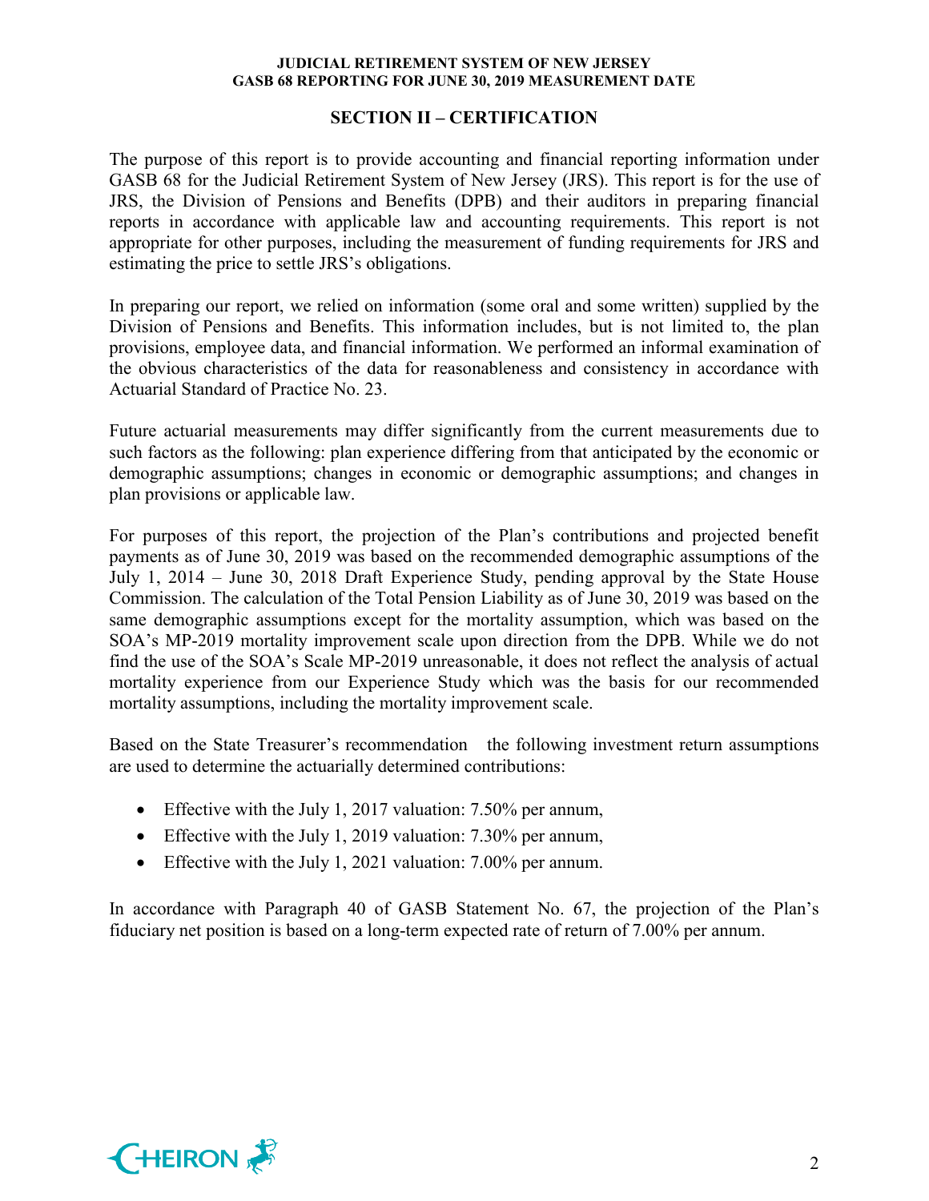## SECTION II – CERTIFICATION

The purpose of this report is to provide accounting and financial reporting information under GASB 68 for the Judicial Retirement System of New Jersey (JRS). This report is for the use of JRS, the Division of Pensions and Benefits (DPB) and their auditors in preparing financial reports in accordance with applicable law and accounting requirements. This report is not appropriate for other purposes, including the measurement of funding requirements for JRS and estimating the price to settle JRS's obligations.

In preparing our report, we relied on information (some oral and some written) supplied by the Division of Pensions and Benefits. This information includes, but is not limited to, the plan provisions, employee data, and financial information. We performed an informal examination of the obvious characteristics of the data for reasonableness and consistency in accordance with Actuarial Standard of Practice No. 23.

Future actuarial measurements may differ significantly from the current measurements due to such factors as the following: plan experience differing from that anticipated by the economic or demographic assumptions; changes in economic or demographic assumptions; and changes in plan provisions or applicable law.

For purposes of this report, the projection of the Plan's contributions and projected benefit payments as of June 30, 2019 was based on the recommended demographic assumptions of the July 1, 2014 – June 30, 2018 Draft Experience Study, pending approval by the State House Commission. The calculation of the Total Pension Liability as of June 30, 2019 was based on the same demographic assumptions except for the mortality assumption, which was based on the SOA's MP-2019 mortality improvement scale upon direction from the DPB. While we do not find the use of the SOA's Scale MP-2019 unreasonable, it does not reflect the analysis of actual mortality experience from our Experience Study which was the basis for our recommended mortality assumptions, including the mortality improvement scale.

Based on the State Treasurer's recommendation the following investment return assumptions are used to determine the actuarially determined contributions:

- Effective with the July 1, 2017 valuation: 7.50% per annum,
- Effective with the July 1, 2019 valuation: 7.30% per annum,
- Effective with the July 1, 2021 valuation: 7.00% per annum.

In accordance with Paragraph 40 of GASB Statement No. 67, the projection of the Plan's fiduciary net position is based on a long-term expected rate of return of 7.00% per annum.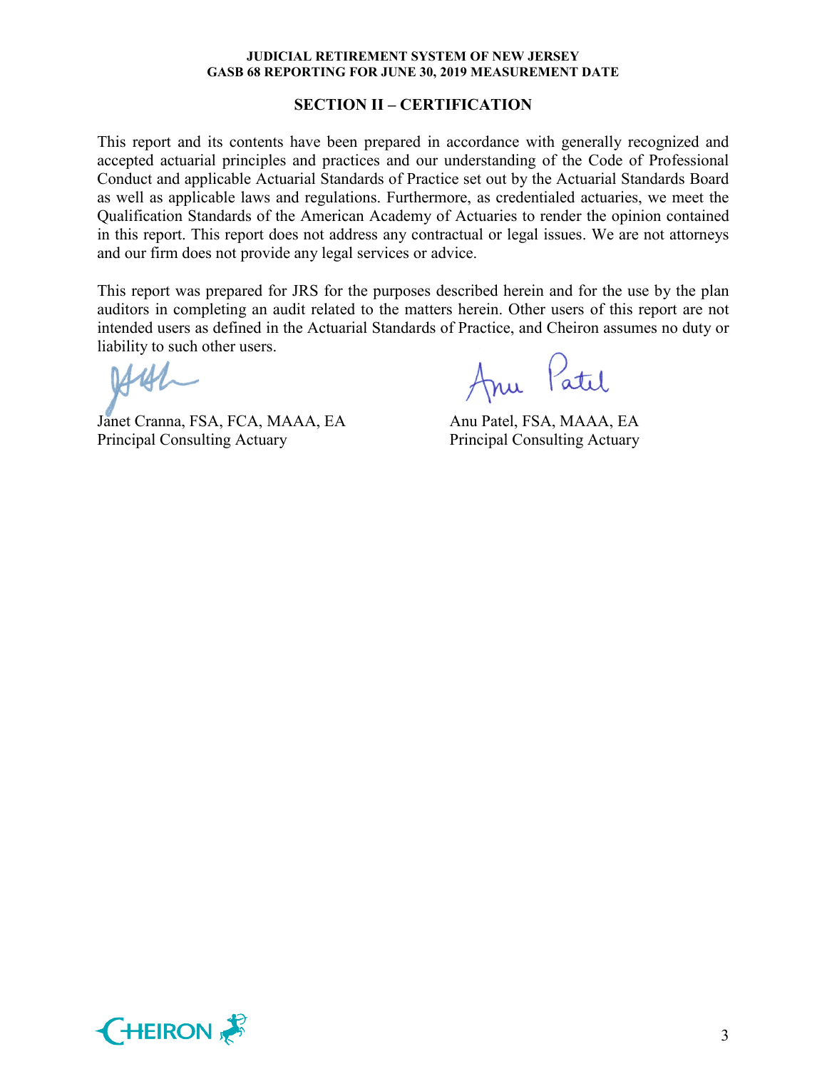## SECTION II – CERTIFICATION

This report and its contents have been prepared in accordance with generally recognized and accepted actuarial principles and practices and our understanding of the Code of Professional Conduct and applicable Actuarial Standards of Practice set out by the Actuarial Standards Board as well as applicable laws and regulations. Furthermore, as credentialed actuaries, we meet the Qualification Standards of the American Academy of Actuaries to render the opinion contained in this report. This report does not address any contractual or legal issues. We are not attorneys and our firm does not provide any legal services or advice.

This report was prepared for JRS for the purposes described herein and for the use by the plan auditors in completing an audit related to the matters herein. Other users of this report are not intended users as defined in the Actuarial Standards of Practice, and Cheiron assumes no duty or liability to such other users.

| | |
|---|---|
| Janet Cranna, FSA, FCA, MAAA, EA | Anu Patel, FSA, MAAA, EA |
| Principal Consulting Actuary | Principal Consulting Actuary |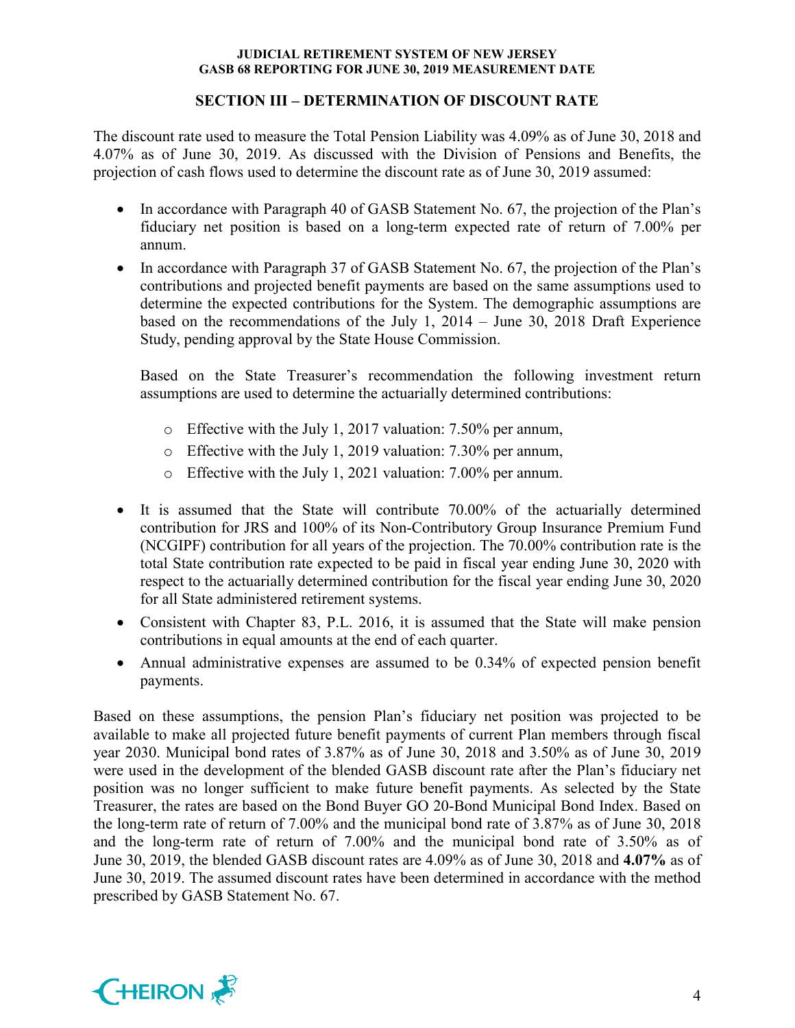## SECTION III – DETERMINATION OF DISCOUNT RATE

The discount rate used to measure the Total Pension Liability was 4.09% as of June 30, 2018 and 4.07% as of June 30, 2019. As discussed with the Division of Pensions and Benefits, the projection of cash flows used to determine the discount rate as of June 30, 2019 assumed:

- In accordance with Paragraph 40 of GASB Statement No. 67, the projection of the Plan's fiduciary net position is based on a long-term expected rate of return of 7.00% per annum.
- In accordance with Paragraph 37 of GASB Statement No. 67, the projection of the Plan's contributions and projected benefit payments are based on the same assumptions used to determine the expected contributions for the System. The demographic assumptions are based on the recommendations of the July 1, 2014 – June 30, 2018 Draft Experience Study, pending approval by the State House Commission.

  Based on the State Treasurer's recommendation the following investment return assumptions are used to determine the actuarially determined contributions:

  - Effective with the July 1, 2017 valuation: 7.50% per annum,
  - Effective with the July 1, 2019 valuation: 7.30% per annum,
  - Effective with the July 1, 2021 valuation: 7.00% per annum.

- It is assumed that the State will contribute 70.00% of the actuarially determined contribution for JRS and 100% of its Non-Contributory Group Insurance Premium Fund (NCGIPF) contribution for all years of the projection. The 70.00% contribution rate is the total State contribution rate expected to be paid in fiscal year ending June 30, 2020 with respect to the actuarially determined contribution for the fiscal year ending June 30, 2020 for all State administered retirement systems.
- Consistent with Chapter 83, P.L. 2016, it is assumed that the State will make pension contributions in equal amounts at the end of each quarter.
- Annual administrative expenses are assumed to be 0.34% of expected pension benefit payments.

Based on these assumptions, the pension Plan's fiduciary net position was projected to be available to make all projected future benefit payments of current Plan members through fiscal year 2030. Municipal bond rates of 3.87% as of June 30, 2018 and 3.50% as of June 30, 2019 were used in the development of the blended GASB discount rate after the Plan's fiduciary net position was no longer sufficient to make future benefit payments. As selected by the State Treasurer, the rates are based on the Bond Buyer GO 20-Bond Municipal Bond Index. Based on the long-term rate of return of 7.00% and the municipal bond rate of 3.87% as of June 30, 2018 and the long-term rate of return of 7.00% and the municipal bond rate of 3.50% as of June 30, 2019, the blended GASB discount rates are 4.09% as of June 30, 2018 and **4.07%** as of June 30, 2019. The assumed discount rates have been determined in accordance with the method prescribed by GASB Statement No. 67.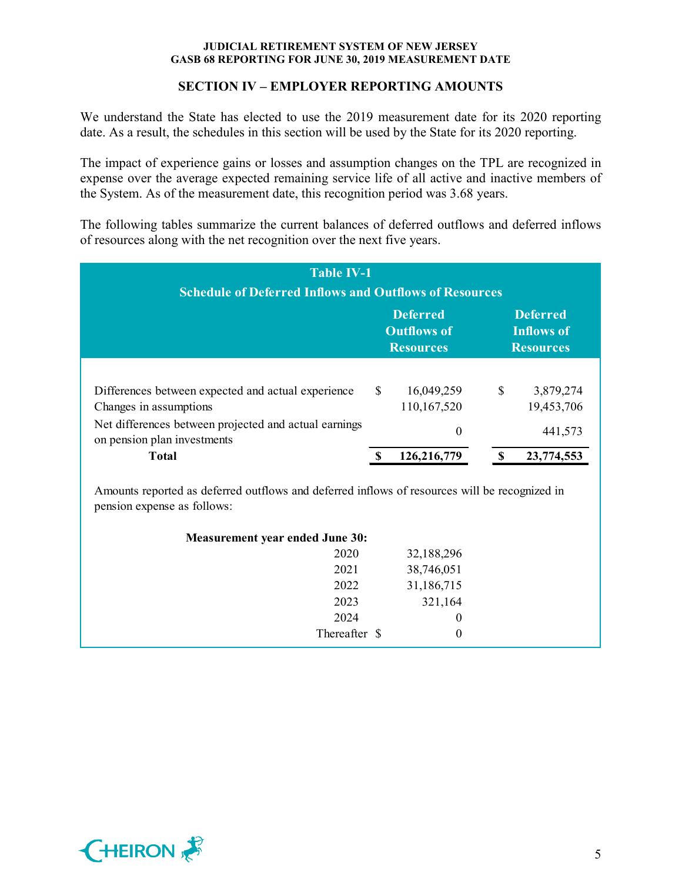## SECTION IV – EMPLOYER REPORTING AMOUNTS

We understand the State has elected to use the 2019 measurement date for its 2020 reporting date. As a result, the schedules in this section will be used by the State for its 2020 reporting.

The impact of experience gains or losses and assumption changes on the TPL are recognized in expense over the average expected remaining service life of all active and inactive members of the System. As of the measurement date, this recognition period was 3.68 years.

The following tables summarize the current balances of deferred outflows and deferred inflows of resources along with the net recognition over the next five years.

**Table IV-1**
**Schedule of Deferred Inflows and Outflows of Resources**

| | Deferred Outflows of Resources | Deferred Inflows of Resources |
|---|---|---|
| Differences between expected and actual experience | $ 16,049,259 | $ 3,879,274 |
| Changes in assumptions | 110,167,520 | 19,453,706 |
| Net differences between projected and actual earnings on pension plan investments | 0 | 441,573 |
| **Total** | **$ 126,216,779** | **$ 23,774,553** |

Amounts reported as deferred outflows and deferred inflows of resources will be recognized in pension expense as follows:

| Measurement year ended June 30: | |
|---|---|
| 2020 | 32,188,296 |
| 2021 | 38,746,051 |
| 2022 | 31,186,715 |
| 2023 | 321,164 |
| 2024 | 0 |
| Thereafter | $ 0 |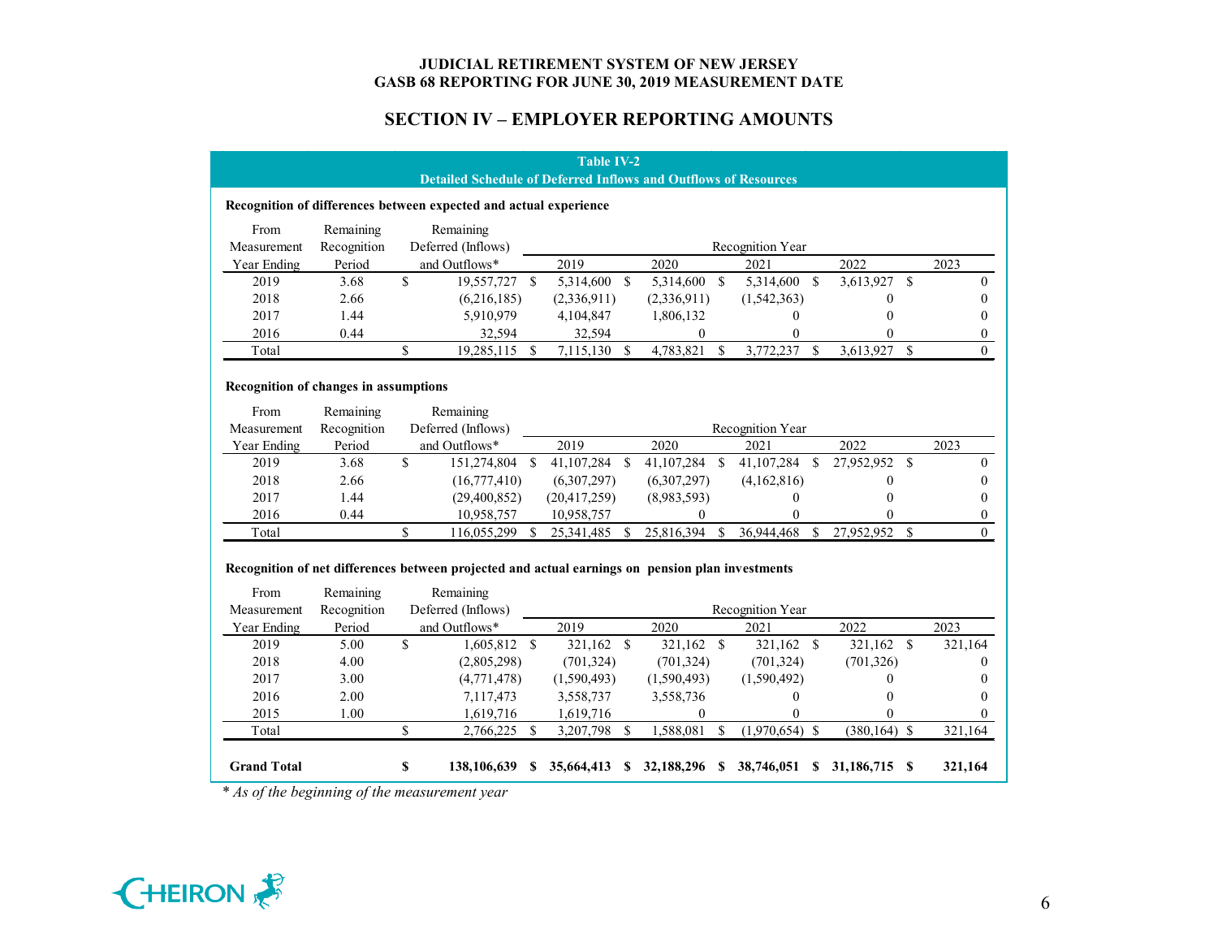# JUDICIAL RETIREMENT SYSTEM OF NEW JERSEY
## GASB 68 REPORTING FOR JUNE 30, 2019 MEASUREMENT DATE

## SECTION IV – EMPLOYER REPORTING AMOUNTS

**Table IV-2**
**Detailed Schedule of Deferred Inflows and Outflows of Resources**

**Recognition of differences between expected and actual experience**

| From Measurement Year Ending | Remaining Recognition Period | Remaining Deferred (Inflows) and Outflows* | Recognition Year 2019 | 2020 | 2021 | 2022 | 2023 |
|---|---|---|---|---|---|---|---|
| 2019 | 3.68 | $ 19,557,727 | $ 5,314,600 | $ 5,314,600 | $ 5,314,600 | $ 3,613,927 | $ 0 |
| 2018 | 2.66 | (6,216,185) | (2,336,911) | (2,336,911) | (1,542,363) | 0 | 0 |
| 2017 | 1.44 | 5,910,979 | 4,104,847 | 1,806,132 | 0 | 0 | 0 |
| 2016 | 0.44 | 32,594 | 32,594 | 0 | 0 | 0 | 0 |
| Total | | $ 19,285,115 | $ 7,115,130 | $ 4,783,821 | $ 3,772,237 | $ 3,613,927 | $ 0 |

**Recognition of changes in assumptions**

| From Measurement Year Ending | Remaining Recognition Period | Remaining Deferred (Inflows) and Outflows* | Recognition Year 2019 | 2020 | 2021 | 2022 | 2023 |
|---|---|---|---|---|---|---|---|
| 2019 | 3.68 | $ 151,274,804 | $ 41,107,284 | $ 41,107,284 | $ 41,107,284 | $ 27,952,952 | $ 0 |
| 2018 | 2.66 | (16,777,410) | (6,307,297) | (6,307,297) | (4,162,816) | 0 | 0 |
| 2017 | 1.44 | (29,400,852) | (20,417,259) | (8,983,593) | 0 | 0 | 0 |
| 2016 | 0.44 | 10,958,757 | 10,958,757 | 0 | 0 | 0 | 0 |
| Total | | $ 116,055,299 | $ 25,341,485 | $ 25,816,394 | $ 36,944,468 | $ 27,952,952 | $ 0 |

**Recognition of net differences between projected and actual earnings on pension plan investments**

| From Measurement Year Ending | Remaining Recognition Period | Remaining Deferred (Inflows) and Outflows* | Recognition Year 2019 | 2020 | 2021 | 2022 | 2023 |
|---|---|---|---|---|---|---|---|
| 2019 | 5.00 | $ 1,605,812 | $ 321,162 | $ 321,162 | $ 321,162 | $ 321,162 | $ 321,164 |
| 2018 | 4.00 | (2,805,298) | (701,324) | (701,324) | (701,324) | (701,326) | 0 |
| 2017 | 3.00 | (4,771,478) | (1,590,493) | (1,590,493) | (1,590,492) | 0 | 0 |
| 2016 | 2.00 | 7,117,473 | 3,558,737 | 3,558,736 | 0 | 0 | 0 |
| 2015 | 1.00 | 1,619,716 | 1,619,716 | 0 | 0 | 0 | 0 |
| Total | | $ 2,766,225 | $ 3,207,798 | $ 1,588,081 | $ (1,970,654) | $ (380,164) | $ 321,164 |
| **Grand Total** | | **$ 138,106,639** | **$ 35,664,413** | **$ 32,188,296** | **$ 38,746,051** | **$ 31,186,715** | **$ 321,164** |

*\* As of the beginning of the measurement year*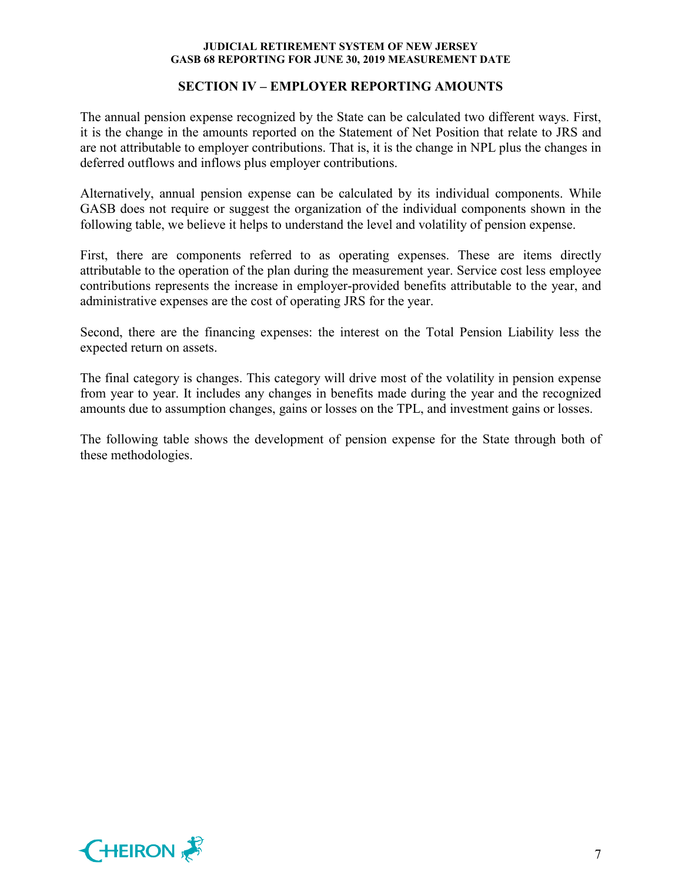## SECTION IV – EMPLOYER REPORTING AMOUNTS

The annual pension expense recognized by the State can be calculated two different ways. First, it is the change in the amounts reported on the Statement of Net Position that relate to JRS and are not attributable to employer contributions. That is, it is the change in NPL plus the changes in deferred outflows and inflows plus employer contributions.

Alternatively, annual pension expense can be calculated by its individual components. While GASB does not require or suggest the organization of the individual components shown in the following table, we believe it helps to understand the level and volatility of pension expense.

First, there are components referred to as operating expenses. These are items directly attributable to the operation of the plan during the measurement year. Service cost less employee contributions represents the increase in employer-provided benefits attributable to the year, and administrative expenses are the cost of operating JRS for the year.

Second, there are the financing expenses: the interest on the Total Pension Liability less the expected return on assets.

The final category is changes. This category will drive most of the volatility in pension expense from year to year. It includes any changes in benefits made during the year and the recognized amounts due to assumption changes, gains or losses on the TPL, and investment gains or losses.

The following table shows the development of pension expense for the State through both of these methodologies.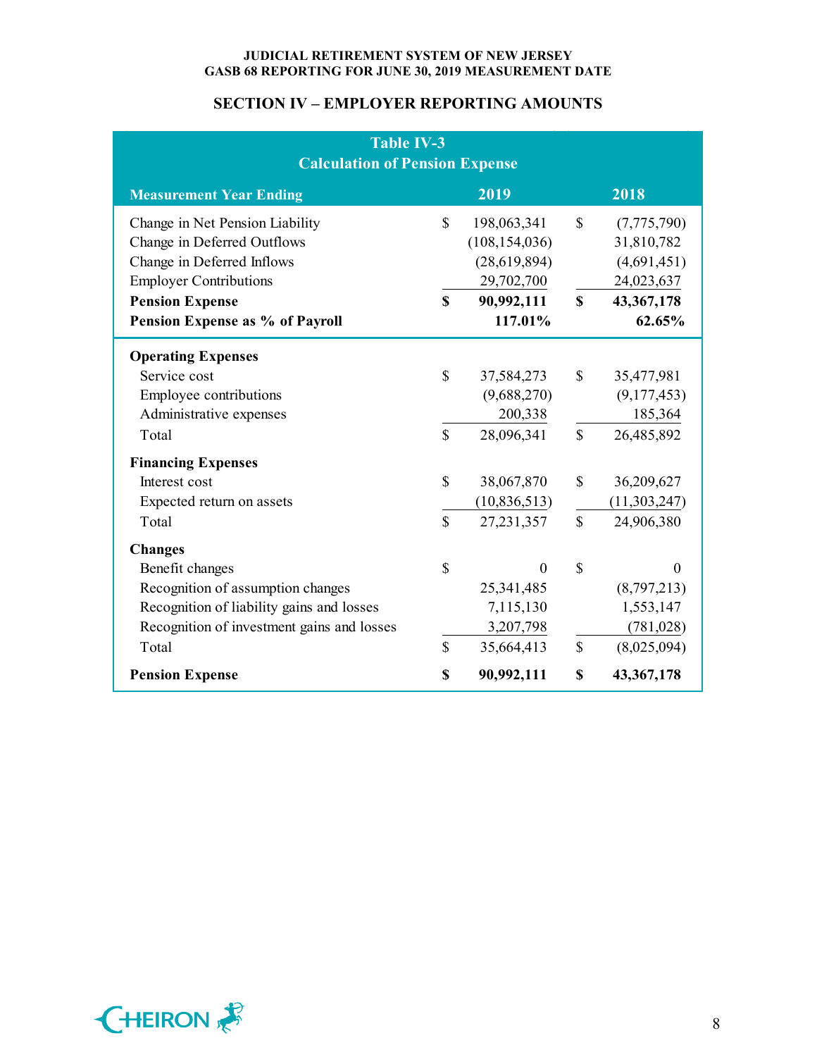## SECTION IV – EMPLOYER REPORTING AMOUNTS

**Table IV-3**
**Calculation of Pension Expense**

| Measurement Year Ending | 2019 | 2018 |
|---|---|---|
| Change in Net Pension Liability | $ 198,063,341 | $ (7,775,790) |
| Change in Deferred Outflows | (108,154,036) | 31,810,782 |
| Change in Deferred Inflows | (28,619,894) | (4,691,451) |
| Employer Contributions | 29,702,700 | 24,023,637 |
| **Pension Expense** | **$ 90,992,111** | **$ 43,367,178** |
| **Pension Expense as % of Payroll** | **117.01%** | **62.65%** |
| **Operating Expenses** | | |
| Service cost | $ 37,584,273 | $ 35,477,981 |
| Employee contributions | (9,688,270) | (9,177,453) |
| Administrative expenses | 200,338 | 185,364 |
| Total | $ 28,096,341 | $ 26,485,892 |
| **Financing Expenses** | | |
| Interest cost | $ 38,067,870 | $ 36,209,627 |
| Expected return on assets | (10,836,513) | (11,303,247) |
| Total | $ 27,231,357 | $ 24,906,380 |
| **Changes** | | |
| Benefit changes | $ 0 | $ 0 |
| Recognition of assumption changes | 25,341,485 | (8,797,213) |
| Recognition of liability gains and losses | 7,115,130 | 1,553,147 |
| Recognition of investment gains and losses | 3,207,798 | (781,028) |
| Total | $ 35,664,413 | $ (8,025,094) |
| **Pension Expense** | **$ 90,992,111** | **$ 43,367,178** |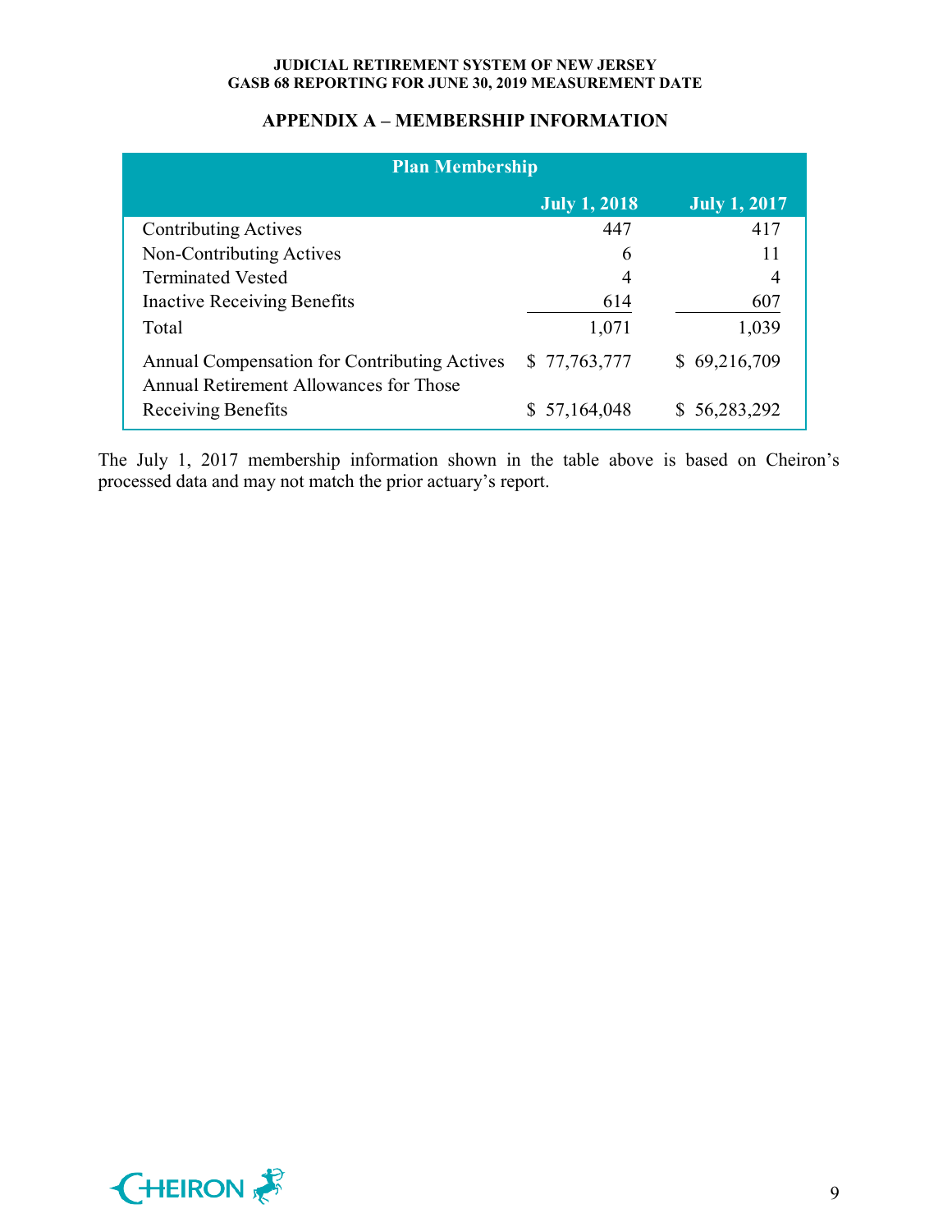## APPENDIX A – MEMBERSHIP INFORMATION

| Plan Membership | | |
|---|---|---|
| | **July 1, 2018** | **July 1, 2017** |
| Contributing Actives | 447 | 417 |
| Non-Contributing Actives | 6 | 11 |
| Terminated Vested | 4 | 4 |
| Inactive Receiving Benefits | 614 | 607 |
| Total | 1,071 | 1,039 |
| Annual Compensation for Contributing Actives | $ 77,763,777 | $ 69,216,709 |
| Annual Retirement Allowances for Those Receiving Benefits | $ 57,164,048 | $ 56,283,292 |

The July 1, 2017 membership information shown in the table above is based on Cheiron's processed data and may not match the prior actuary's report.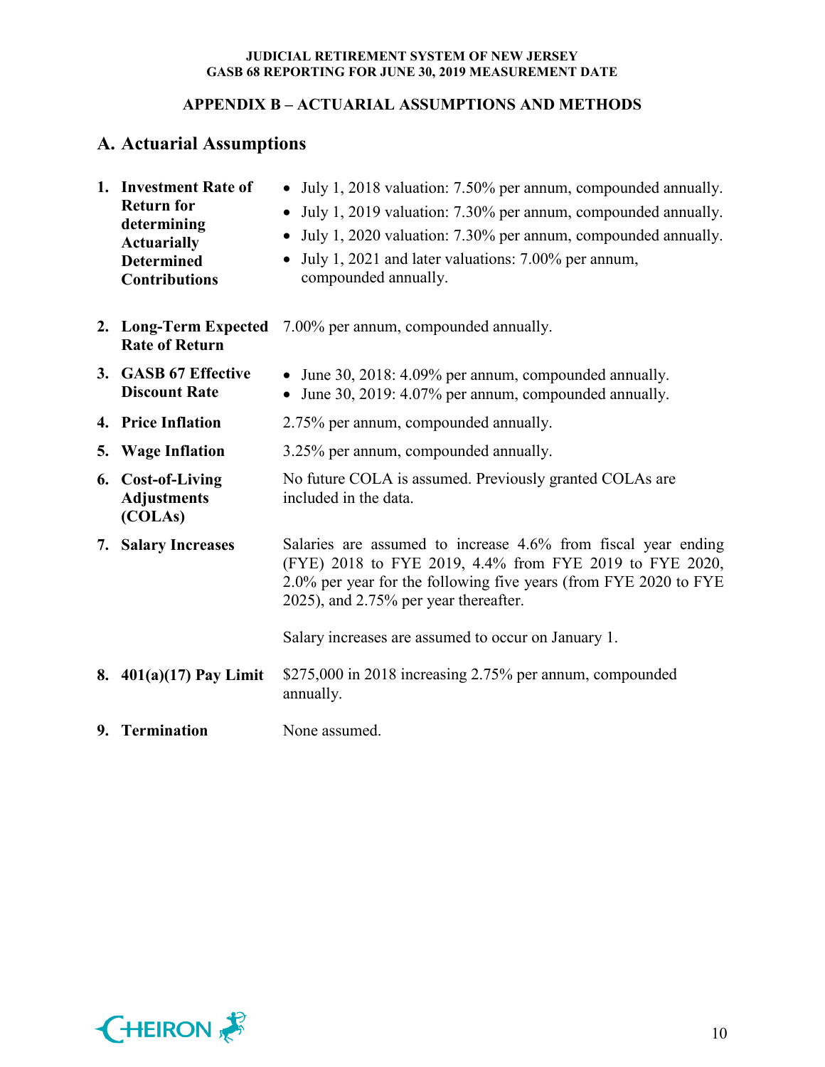## APPENDIX B – ACTUARIAL ASSUMPTIONS AND METHODS

### A. Actuarial Assumptions

1. **Investment Rate of Return for determining Actuarially Determined Contributions**
   - July 1, 2018 valuation: 7.50% per annum, compounded annually.
   - July 1, 2019 valuation: 7.30% per annum, compounded annually.
   - July 1, 2020 valuation: 7.30% per annum, compounded annually.
   - July 1, 2021 and later valuations: 7.00% per annum, compounded annually.

2. **Long-Term Expected Rate of Return** 7.00% per annum, compounded annually.

3. **GASB 67 Effective Discount Rate**
   - June 30, 2018: 4.09% per annum, compounded annually.
   - June 30, 2019: 4.07% per annum, compounded annually.

4. **Price Inflation** 2.75% per annum, compounded annually.

5. **Wage Inflation** 3.25% per annum, compounded annually.

6. **Cost-of-Living Adjustments (COLAs)** No future COLA is assumed. Previously granted COLAs are included in the data.

7. **Salary Increases** Salaries are assumed to increase 4.6% from fiscal year ending (FYE) 2018 to FYE 2019, 4.4% from FYE 2019 to FYE 2020, 2.0% per year for the following five years (from FYE 2020 to FYE 2025), and 2.75% per year thereafter.

   Salary increases are assumed to occur on January 1.

8. **401(a)(17) Pay Limit** $275,000 in 2018 increasing 2.75% per annum, compounded annually.

9. **Termination** None assumed.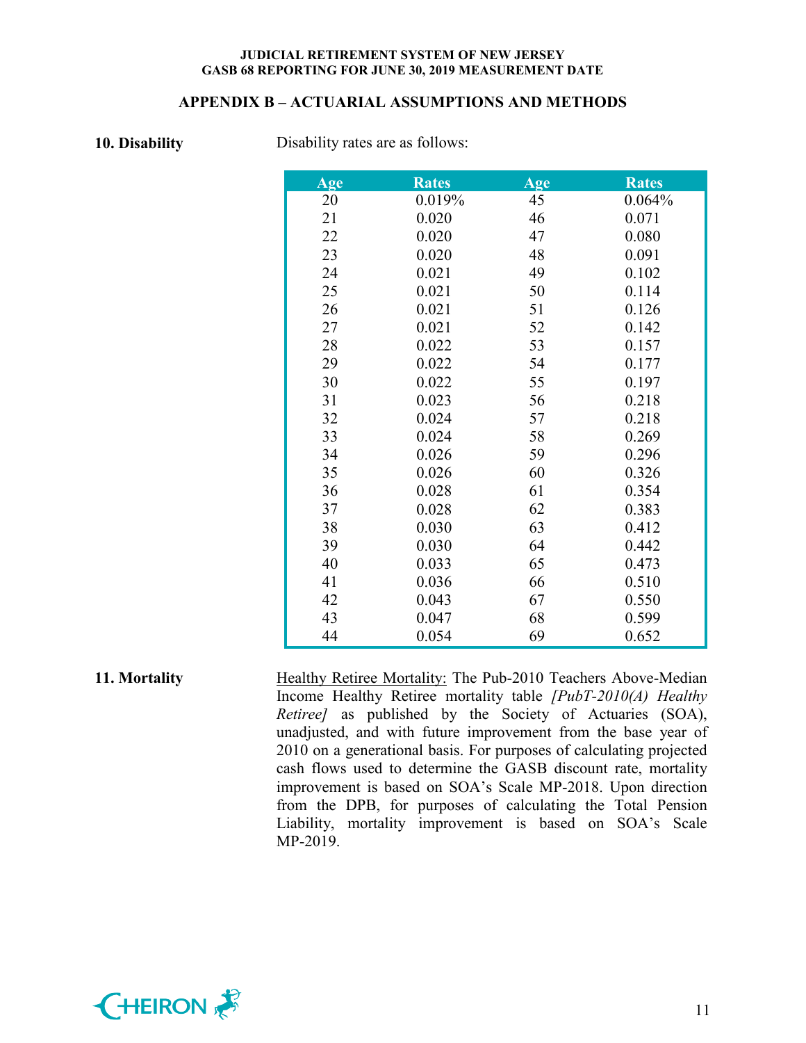## APPENDIX B – ACTUARIAL ASSUMPTIONS AND METHODS

**10. Disability**

Disability rates are as follows:

| Age | Rates | Age | Rates |
|---|---|---|---|
| 20 | 0.019% | 45 | 0.064% |
| 21 | 0.020 | 46 | 0.071 |
| 22 | 0.020 | 47 | 0.080 |
| 23 | 0.020 | 48 | 0.091 |
| 24 | 0.021 | 49 | 0.102 |
| 25 | 0.021 | 50 | 0.114 |
| 26 | 0.021 | 51 | 0.126 |
| 27 | 0.021 | 52 | 0.142 |
| 28 | 0.022 | 53 | 0.157 |
| 29 | 0.022 | 54 | 0.177 |
| 30 | 0.022 | 55 | 0.197 |
| 31 | 0.023 | 56 | 0.218 |
| 32 | 0.024 | 57 | 0.218 |
| 33 | 0.024 | 58 | 0.269 |
| 34 | 0.026 | 59 | 0.296 |
| 35 | 0.026 | 60 | 0.326 |
| 36 | 0.028 | 61 | 0.354 |
| 37 | 0.028 | 62 | 0.383 |
| 38 | 0.030 | 63 | 0.412 |
| 39 | 0.030 | 64 | 0.442 |
| 40 | 0.033 | 65 | 0.473 |
| 41 | 0.036 | 66 | 0.510 |
| 42 | 0.043 | 67 | 0.550 |
| 43 | 0.047 | 68 | 0.599 |
| 44 | 0.054 | 69 | 0.652 |

**11. Mortality**

Healthy Retiree Mortality: The Pub-2010 Teachers Above-Median Income Healthy Retiree mortality table *[PubT-2010(A) Healthy Retiree]* as published by the Society of Actuaries (SOA), unadjusted, and with future improvement from the base year of 2010 on a generational basis. For purposes of calculating projected cash flows used to determine the GASB discount rate, mortality improvement is based on SOA's Scale MP-2018. Upon direction from the DPB, for purposes of calculating the Total Pension Liability, mortality improvement is based on SOA's Scale MP-2019.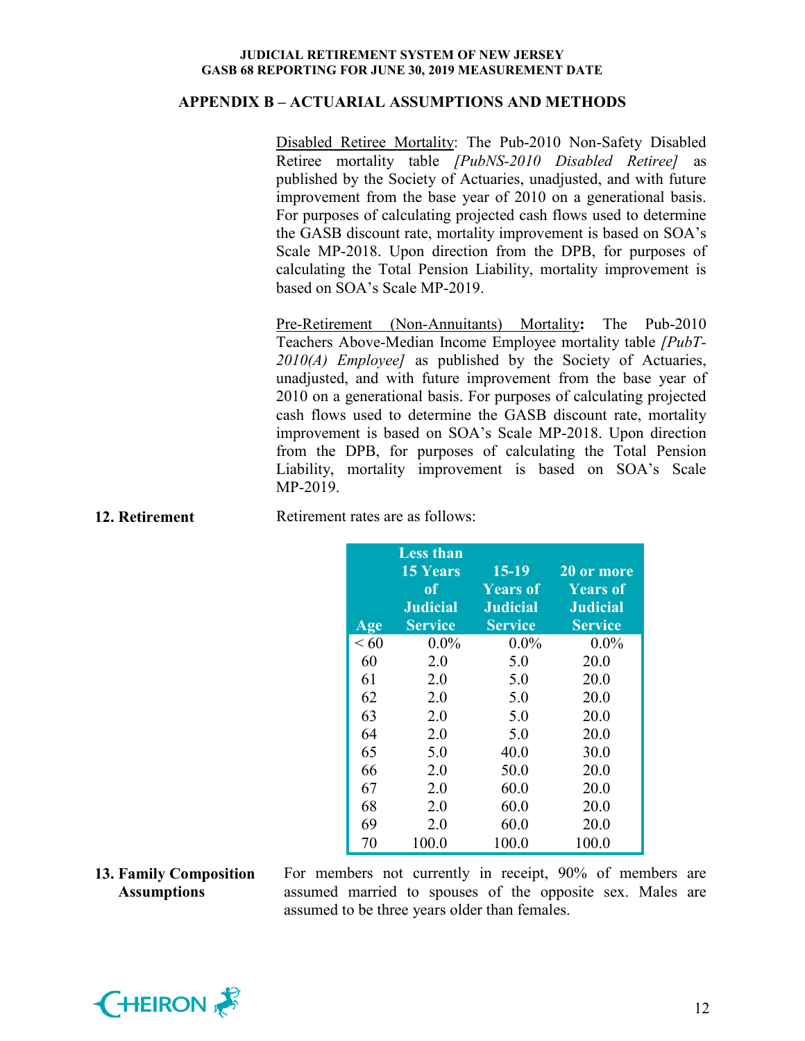## APPENDIX B – ACTUARIAL ASSUMPTIONS AND METHODS

Disabled Retiree Mortality: The Pub-2010 Non-Safety Disabled Retiree mortality table *[PubNS-2010 Disabled Retiree]* as published by the Society of Actuaries, unadjusted, and with future improvement from the base year of 2010 on a generational basis. For purposes of calculating projected cash flows used to determine the GASB discount rate, mortality improvement is based on SOA's Scale MP-2018. Upon direction from the DPB, for purposes of calculating the Total Pension Liability, mortality improvement is based on SOA's Scale MP-2019.

Pre-Retirement (Non-Annuitants) Mortality**:** The Pub-2010 Teachers Above-Median Income Employee mortality table *[PubT-2010(A) Employee]* as published by the Society of Actuaries, unadjusted, and with future improvement from the base year of 2010 on a generational basis. For purposes of calculating projected cash flows used to determine the GASB discount rate, mortality improvement is based on SOA's Scale MP-2018. Upon direction from the DPB, for purposes of calculating the Total Pension Liability, mortality improvement is based on SOA's Scale MP-2019.

**12. Retirement**

Retirement rates are as follows:

| Age | Less than 15 Years of Judicial Service | 15-19 Years of Judicial Service | 20 or more Years of Judicial Service |
|---|---|---|---|
| < 60 | 0.0% | 0.0% | 0.0% |
| 60 | 2.0 | 5.0 | 20.0 |
| 61 | 2.0 | 5.0 | 20.0 |
| 62 | 2.0 | 5.0 | 20.0 |
| 63 | 2.0 | 5.0 | 20.0 |
| 64 | 2.0 | 5.0 | 20.0 |
| 65 | 5.0 | 40.0 | 30.0 |
| 66 | 2.0 | 50.0 | 20.0 |
| 67 | 2.0 | 60.0 | 20.0 |
| 68 | 2.0 | 60.0 | 20.0 |
| 69 | 2.0 | 60.0 | 20.0 |
| 70 | 100.0 | 100.0 | 100.0 |

**13. Family Composition Assumptions**

For members not currently in receipt, 90% of members are assumed married to spouses of the opposite sex. Males are assumed to be three years older than females.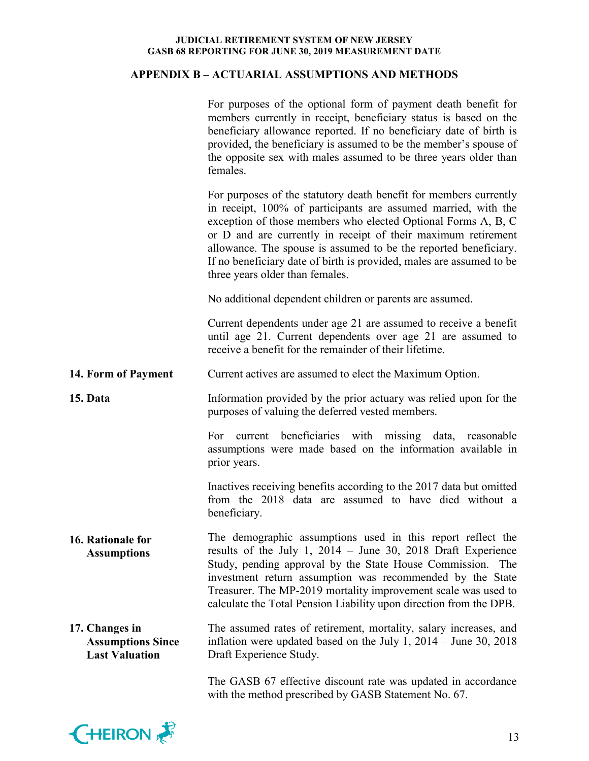## APPENDIX B – ACTUARIAL ASSUMPTIONS AND METHODS

For purposes of the optional form of payment death benefit for members currently in receipt, beneficiary status is based on the beneficiary allowance reported. If no beneficiary date of birth is provided, the beneficiary is assumed to be the member's spouse of the opposite sex with males assumed to be three years older than females.

For purposes of the statutory death benefit for members currently in receipt, 100% of participants are assumed married, with the exception of those members who elected Optional Forms A, B, C or D and are currently in receipt of their maximum retirement allowance. The spouse is assumed to be the reported beneficiary. If no beneficiary date of birth is provided, males are assumed to be three years older than females.

No additional dependent children or parents are assumed.

Current dependents under age 21 are assumed to receive a benefit until age 21. Current dependents over age 21 are assumed to receive a benefit for the remainder of their lifetime.

**14. Form of Payment**

Current actives are assumed to elect the Maximum Option.

**15. Data**

Information provided by the prior actuary was relied upon for the purposes of valuing the deferred vested members.

For current beneficiaries with missing data, reasonable assumptions were made based on the information available in prior years.

Inactives receiving benefits according to the 2017 data but omitted from the 2018 data are assumed to have died without a beneficiary.

**16. Rationale for Assumptions**

The demographic assumptions used in this report reflect the results of the July 1, 2014 – June 30, 2018 Draft Experience Study, pending approval by the State House Commission. The investment return assumption was recommended by the State Treasurer. The MP-2019 mortality improvement scale was used to calculate the Total Pension Liability upon direction from the DPB.

**17. Changes in Assumptions Since Last Valuation**

The assumed rates of retirement, mortality, salary increases, and inflation were updated based on the July 1, 2014 – June 30, 2018 Draft Experience Study.

The GASB 67 effective discount rate was updated in accordance with the method prescribed by GASB Statement No. 67.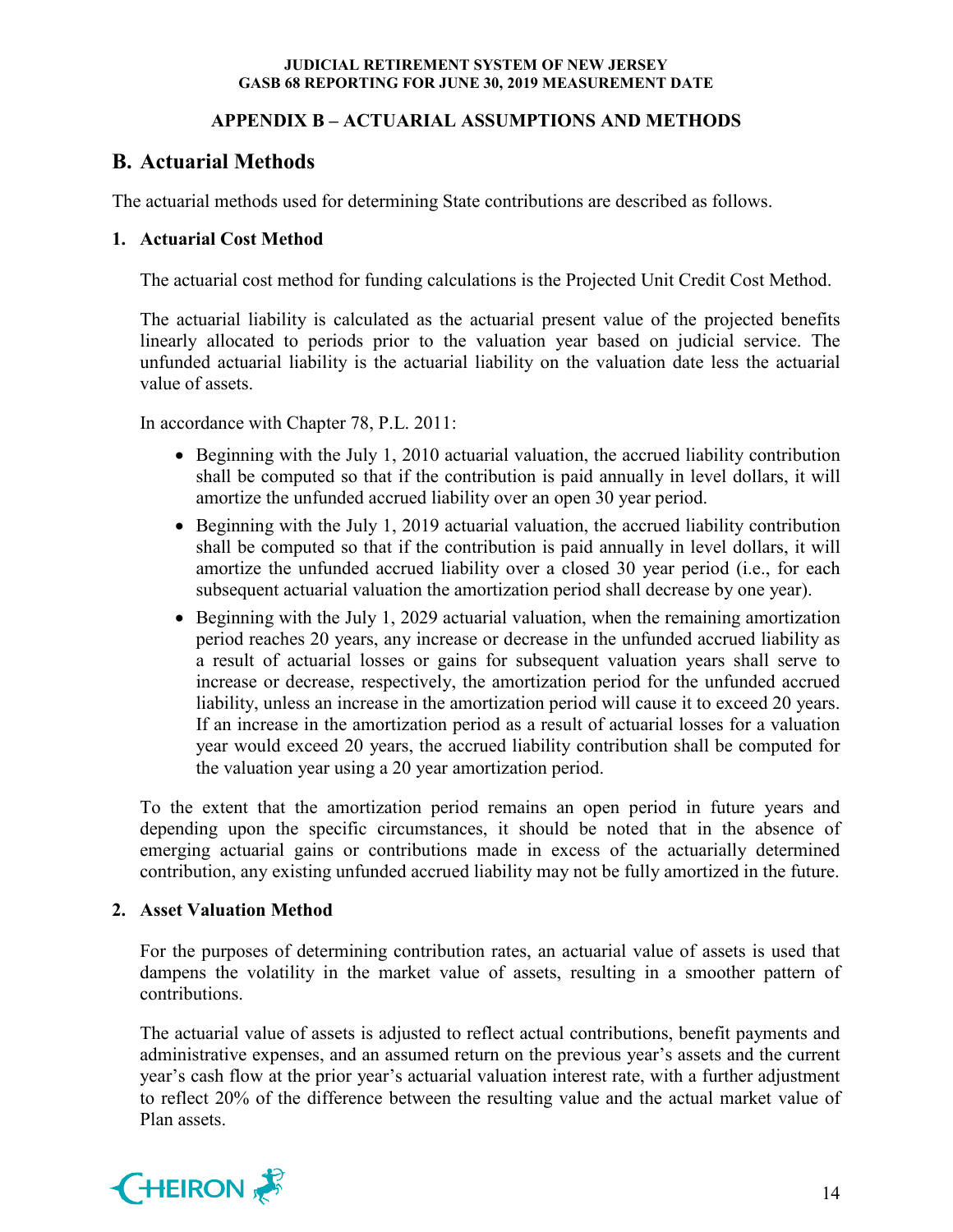## APPENDIX B – ACTUARIAL ASSUMPTIONS AND METHODS

## B. Actuarial Methods

The actuarial methods used for determining State contributions are described as follows.

### 1. Actuarial Cost Method

The actuarial cost method for funding calculations is the Projected Unit Credit Cost Method.

The actuarial liability is calculated as the actuarial present value of the projected benefits linearly allocated to periods prior to the valuation year based on judicial service. The unfunded actuarial liability is the actuarial liability on the valuation date less the actuarial value of assets.

In accordance with Chapter 78, P.L. 2011:

- Beginning with the July 1, 2010 actuarial valuation, the accrued liability contribution shall be computed so that if the contribution is paid annually in level dollars, it will amortize the unfunded accrued liability over an open 30 year period.
- Beginning with the July 1, 2019 actuarial valuation, the accrued liability contribution shall be computed so that if the contribution is paid annually in level dollars, it will amortize the unfunded accrued liability over a closed 30 year period (i.e., for each subsequent actuarial valuation the amortization period shall decrease by one year).
- Beginning with the July 1, 2029 actuarial valuation, when the remaining amortization period reaches 20 years, any increase or decrease in the unfunded accrued liability as a result of actuarial losses or gains for subsequent valuation years shall serve to increase or decrease, respectively, the amortization period for the unfunded accrued liability, unless an increase in the amortization period will cause it to exceed 20 years. If an increase in the amortization period as a result of actuarial losses for a valuation year would exceed 20 years, the accrued liability contribution shall be computed for the valuation year using a 20 year amortization period.

To the extent that the amortization period remains an open period in future years and depending upon the specific circumstances, it should be noted that in the absence of emerging actuarial gains or contributions made in excess of the actuarially determined contribution, any existing unfunded accrued liability may not be fully amortized in the future.

### 2. Asset Valuation Method

For the purposes of determining contribution rates, an actuarial value of assets is used that dampens the volatility in the market value of assets, resulting in a smoother pattern of contributions.

The actuarial value of assets is adjusted to reflect actual contributions, benefit payments and administrative expenses, and an assumed return on the previous year's assets and the current year's cash flow at the prior year's actuarial valuation interest rate, with a further adjustment to reflect 20% of the difference between the resulting value and the actual market value of Plan assets.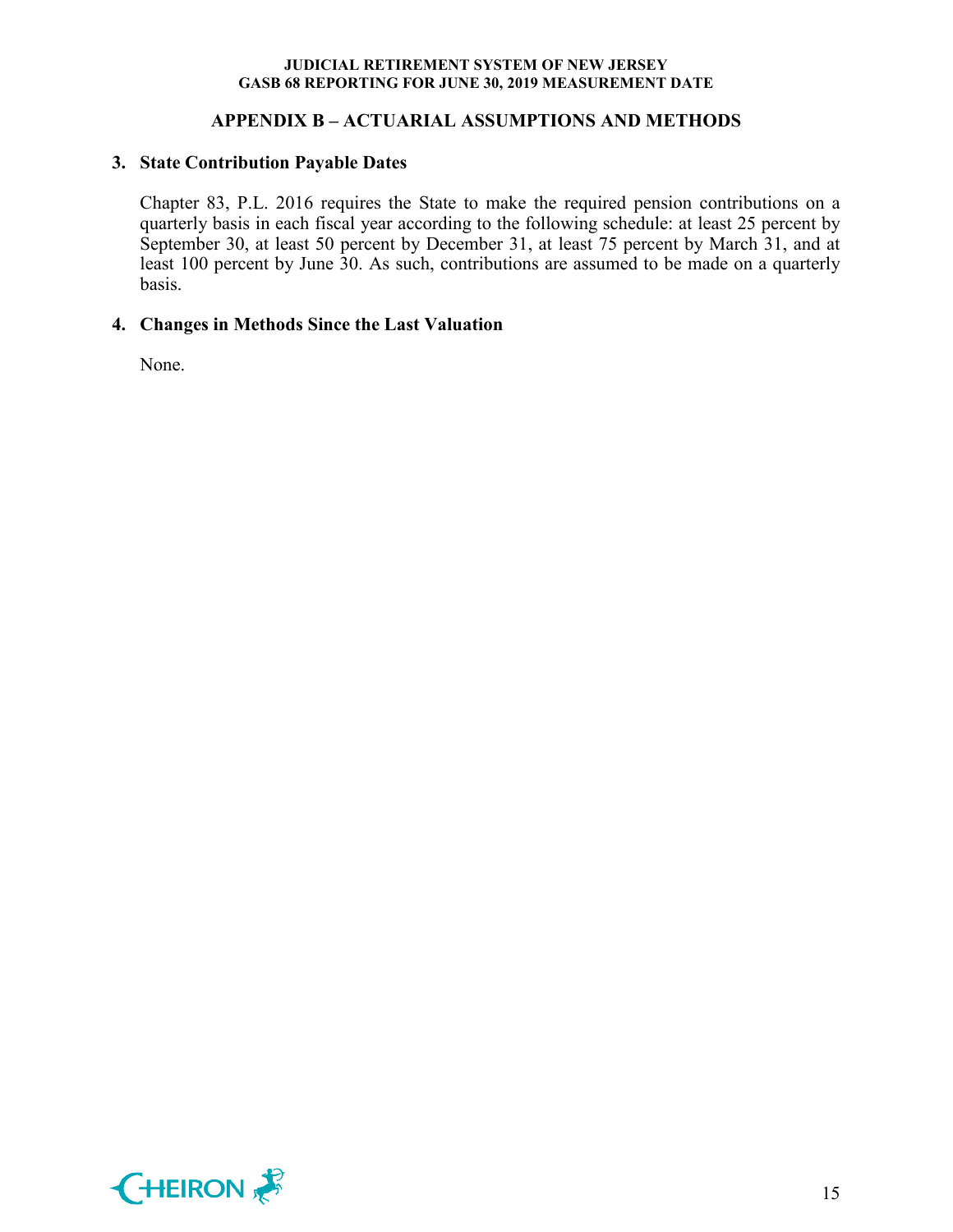## APPENDIX B – ACTUARIAL ASSUMPTIONS AND METHODS

### 3. State Contribution Payable Dates

Chapter 83, P.L. 2016 requires the State to make the required pension contributions on a quarterly basis in each fiscal year according to the following schedule: at least 25 percent by September 30, at least 50 percent by December 31, at least 75 percent by March 31, and at least 100 percent by June 30. As such, contributions are assumed to be made on a quarterly basis.

### 4. Changes in Methods Since the Last Valuation

None.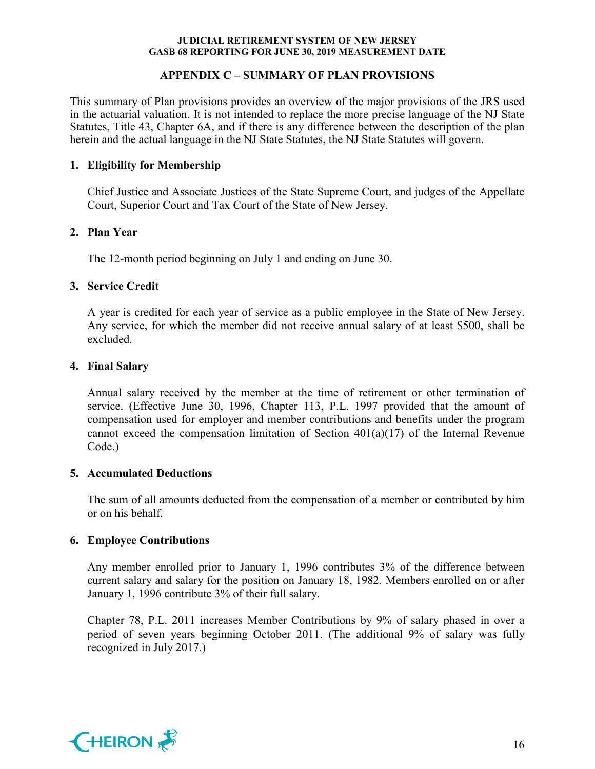## APPENDIX C – SUMMARY OF PLAN PROVISIONS

This summary of Plan provisions provides an overview of the major provisions of the JRS used in the actuarial valuation. It is not intended to replace the more precise language of the NJ State Statutes, Title 43, Chapter 6A, and if there is any difference between the description of the plan herein and the actual language in the NJ State Statutes, the NJ State Statutes will govern.

**1. Eligibility for Membership**

Chief Justice and Associate Justices of the State Supreme Court, and judges of the Appellate Court, Superior Court and Tax Court of the State of New Jersey.

**2. Plan Year**

The 12-month period beginning on July 1 and ending on June 30.

**3. Service Credit**

A year is credited for each year of service as a public employee in the State of New Jersey. Any service, for which the member did not receive annual salary of at least $500, shall be excluded.

**4. Final Salary**

Annual salary received by the member at the time of retirement or other termination of service. (Effective June 30, 1996, Chapter 113, P.L. 1997 provided that the amount of compensation used for employer and member contributions and benefits under the program cannot exceed the compensation limitation of Section 401(a)(17) of the Internal Revenue Code.)

**5. Accumulated Deductions**

The sum of all amounts deducted from the compensation of a member or contributed by him or on his behalf.

**6. Employee Contributions**

Any member enrolled prior to January 1, 1996 contributes 3% of the difference between current salary and salary for the position on January 18, 1982. Members enrolled on or after January 1, 1996 contribute 3% of their full salary.

Chapter 78, P.L. 2011 increases Member Contributions by 9% of salary phased in over a period of seven years beginning October 2011. (The additional 9% of salary was fully recognized in July 2017.)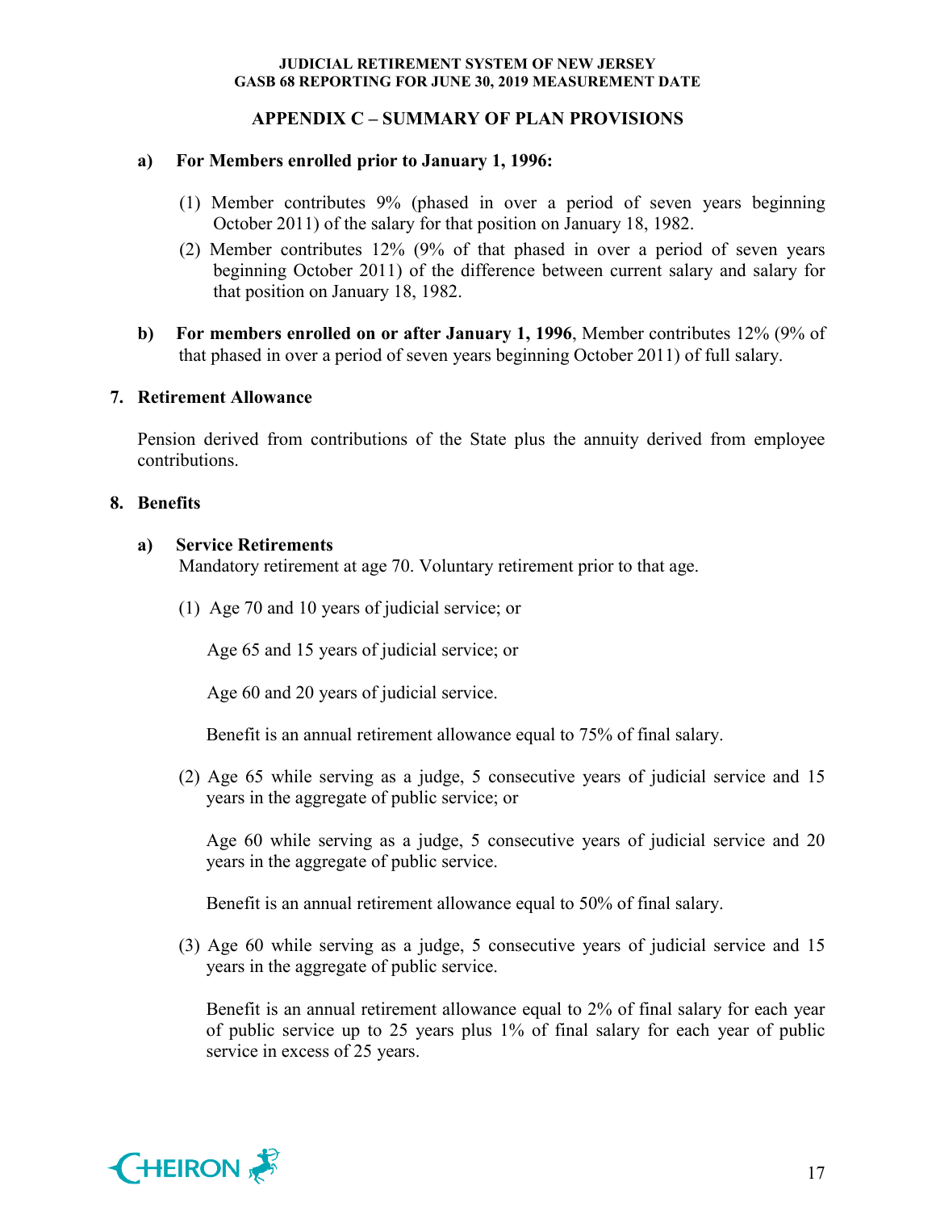## APPENDIX C – SUMMARY OF PLAN PROVISIONS

**a) For Members enrolled prior to January 1, 1996:**

(1) Member contributes 9% (phased in over a period of seven years beginning October 2011) of the salary for that position on January 18, 1982.

(2) Member contributes 12% (9% of that phased in over a period of seven years beginning October 2011) of the difference between current salary and salary for that position on January 18, 1982.

**b) For members enrolled on or after January 1, 1996**, Member contributes 12% (9% of that phased in over a period of seven years beginning October 2011) of full salary.

### 7. Retirement Allowance

Pension derived from contributions of the State plus the annuity derived from employee contributions.

### 8. Benefits

**a) Service Retirements**

Mandatory retirement at age 70. Voluntary retirement prior to that age.

(1) Age 70 and 10 years of judicial service; or

Age 65 and 15 years of judicial service; or

Age 60 and 20 years of judicial service.

Benefit is an annual retirement allowance equal to 75% of final salary.

(2) Age 65 while serving as a judge, 5 consecutive years of judicial service and 15 years in the aggregate of public service; or

Age 60 while serving as a judge, 5 consecutive years of judicial service and 20 years in the aggregate of public service.

Benefit is an annual retirement allowance equal to 50% of final salary.

(3) Age 60 while serving as a judge, 5 consecutive years of judicial service and 15 years in the aggregate of public service.

Benefit is an annual retirement allowance equal to 2% of final salary for each year of public service up to 25 years plus 1% of final salary for each year of public service in excess of 25 years.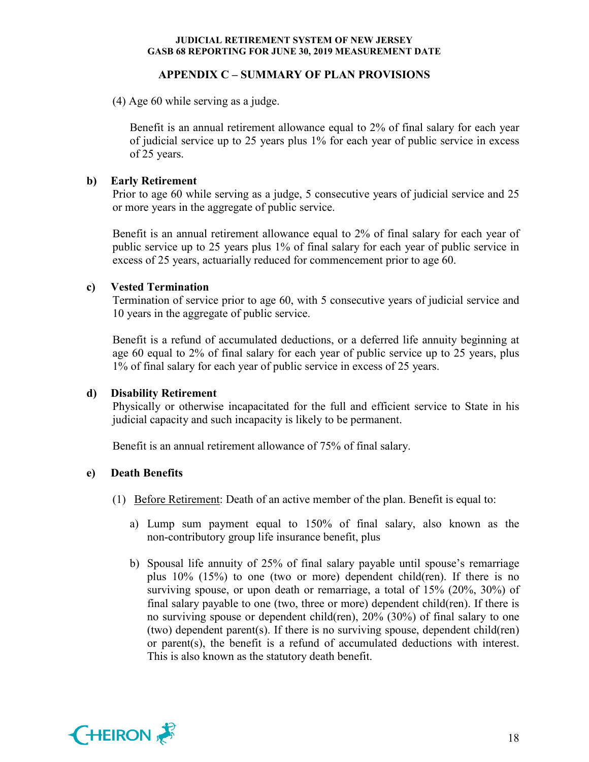## APPENDIX C – SUMMARY OF PLAN PROVISIONS

(4) Age 60 while serving as a judge.

Benefit is an annual retirement allowance equal to 2% of final salary for each year of judicial service up to 25 years plus 1% for each year of public service in excess of 25 years.

**b) Early Retirement**

Prior to age 60 while serving as a judge, 5 consecutive years of judicial service and 25 or more years in the aggregate of public service.

Benefit is an annual retirement allowance equal to 2% of final salary for each year of public service up to 25 years plus 1% of final salary for each year of public service in excess of 25 years, actuarially reduced for commencement prior to age 60.

**c) Vested Termination**

Termination of service prior to age 60, with 5 consecutive years of judicial service and 10 years in the aggregate of public service.

Benefit is a refund of accumulated deductions, or a deferred life annuity beginning at age 60 equal to 2% of final salary for each year of public service up to 25 years, plus 1% of final salary for each year of public service in excess of 25 years.

**d) Disability Retirement**

Physically or otherwise incapacitated for the full and efficient service to State in his judicial capacity and such incapacity is likely to be permanent.

Benefit is an annual retirement allowance of 75% of final salary.

**e) Death Benefits**

(1) Before Retirement: Death of an active member of the plan. Benefit is equal to:

a) Lump sum payment equal to 150% of final salary, also known as the non-contributory group life insurance benefit, plus

b) Spousal life annuity of 25% of final salary payable until spouse's remarriage plus 10% (15%) to one (two or more) dependent child(ren). If there is no surviving spouse, or upon death or remarriage, a total of 15% (20%, 30%) of final salary payable to one (two, three or more) dependent child(ren). If there is no surviving spouse or dependent child(ren), 20% (30%) of final salary to one (two) dependent parent(s). If there is no surviving spouse, dependent child(ren) or parent(s), the benefit is a refund of accumulated deductions with interest. This is also known as the statutory death benefit.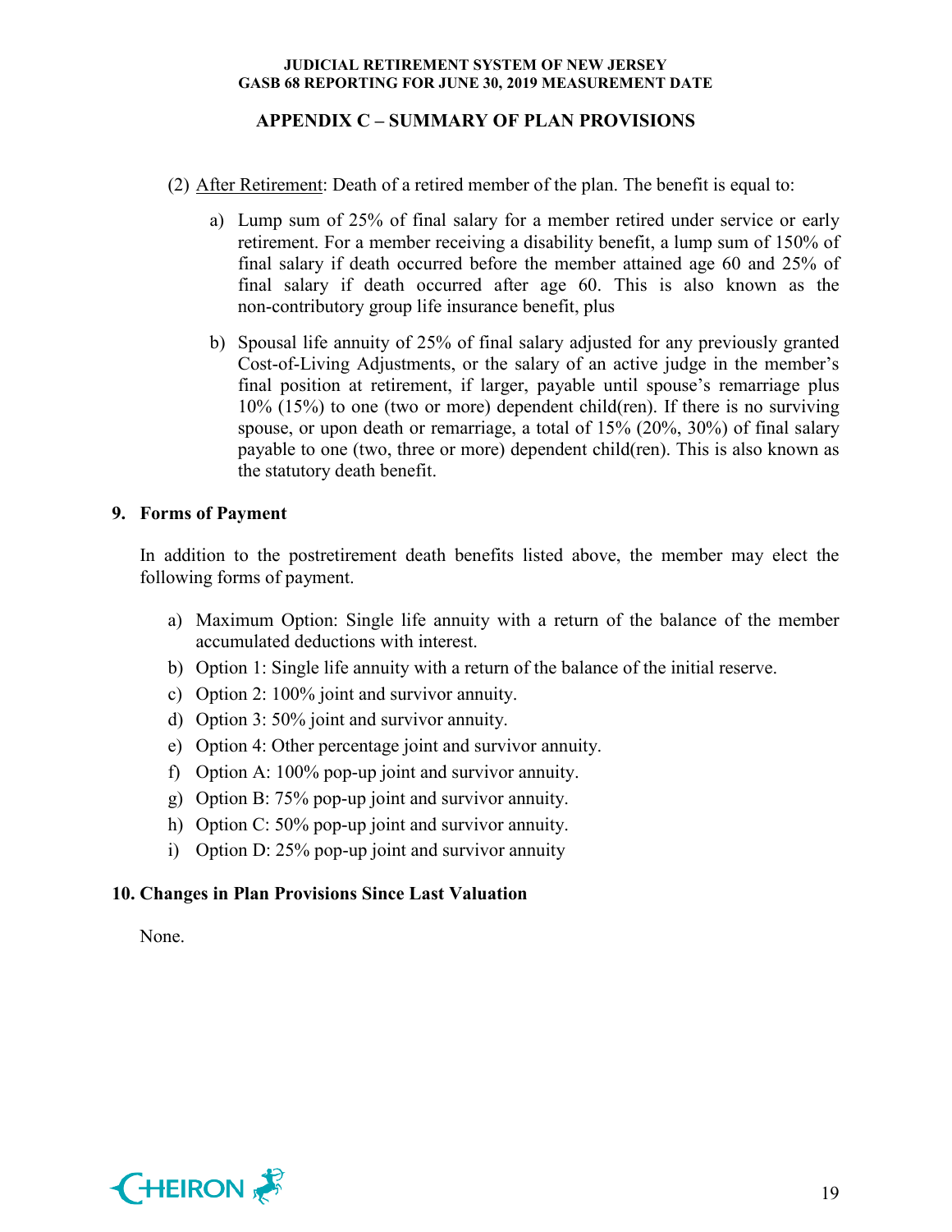## APPENDIX C – SUMMARY OF PLAN PROVISIONS

(2) After Retirement: Death of a retired member of the plan. The benefit is equal to:

a) Lump sum of 25% of final salary for a member retired under service or early retirement. For a member receiving a disability benefit, a lump sum of 150% of final salary if death occurred before the member attained age 60 and 25% of final salary if death occurred after age 60. This is also known as the non-contributory group life insurance benefit, plus

b) Spousal life annuity of 25% of final salary adjusted for any previously granted Cost-of-Living Adjustments, or the salary of an active judge in the member's final position at retirement, if larger, payable until spouse's remarriage plus 10% (15%) to one (two or more) dependent child(ren). If there is no surviving spouse, or upon death or remarriage, a total of 15% (20%, 30%) of final salary payable to one (two, three or more) dependent child(ren). This is also known as the statutory death benefit.

### 9. Forms of Payment

In addition to the postretirement death benefits listed above, the member may elect the following forms of payment.

a) Maximum Option: Single life annuity with a return of the balance of the member accumulated deductions with interest.
b) Option 1: Single life annuity with a return of the balance of the initial reserve.
c) Option 2: 100% joint and survivor annuity.
d) Option 3: 50% joint and survivor annuity.
e) Option 4: Other percentage joint and survivor annuity.
f) Option A: 100% pop-up joint and survivor annuity.
g) Option B: 75% pop-up joint and survivor annuity.
h) Option C: 50% pop-up joint and survivor annuity.
i) Option D: 25% pop-up joint and survivor annuity

### 10. Changes in Plan Provisions Since Last Valuation

None.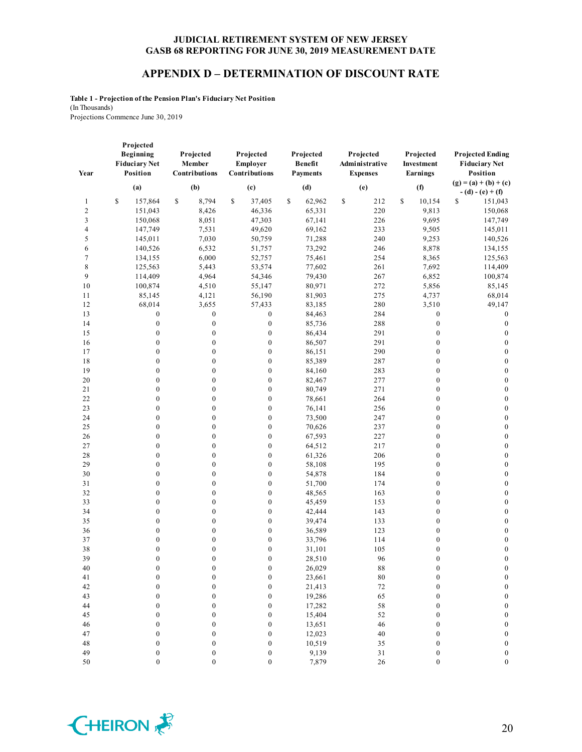**JUDICIAL RETIREMENT SYSTEM OF NEW JERSEY**
**GASB 68 REPORTING FOR JUNE 30, 2019 MEASUREMENT DATE**

## APPENDIX D – DETERMINATION OF DISCOUNT RATE

**Table 1 - Projection of the Pension Plan's Fiduciary Net Position**
(In Thousands)
Projections Commence June 30, 2019

| Year | Projected Beginning Fiduciary Net Position | Projected Member Contributions | Projected Employer Contributions | Projected Benefit Payments | Projected Administrative Expenses | Projected Investment Earnings | Projected Ending Fiduciary Net Position |
|---|---|---|---|---|---|---|---|
| | (a) | (b) | (c) | (d) | (e) | (f) | (g) = (a) + (b) + (c) - (d) - (e) + (f) |
| 1 | $ 157,864 | $ 8,794 | $ 37,405 | $ 62,962 | $ 212 | $ 10,154 | $ 151,043 |
| 2 | 151,043 | 8,426 | 46,336 | 65,331 | 220 | 9,813 | 150,068 |
| 3 | 150,068 | 8,051 | 47,303 | 67,141 | 226 | 9,695 | 147,749 |
| 4 | 147,749 | 7,531 | 49,620 | 69,162 | 233 | 9,505 | 145,011 |
| 5 | 145,011 | 7,030 | 50,759 | 71,288 | 240 | 9,253 | 140,526 |
| 6 | 140,526 | 6,532 | 51,757 | 73,292 | 246 | 8,878 | 134,155 |
| 7 | 134,155 | 6,000 | 52,757 | 75,461 | 254 | 8,365 | 125,563 |
| 8 | 125,563 | 5,443 | 53,574 | 77,602 | 261 | 7,692 | 114,409 |
| 9 | 114,409 | 4,964 | 54,346 | 79,430 | 267 | 6,852 | 100,874 |
| 10 | 100,874 | 4,510 | 55,147 | 80,971 | 272 | 5,856 | 85,145 |
| 11 | 85,145 | 4,121 | 56,190 | 81,903 | 275 | 4,737 | 68,014 |
| 12 | 68,014 | 3,655 | 57,433 | 83,185 | 280 | 3,510 | 49,147 |
| 13 | 0 | 0 | 0 | 84,463 | 284 | 0 | 0 |
| 14 | 0 | 0 | 0 | 85,736 | 288 | 0 | 0 |
| 15 | 0 | 0 | 0 | 86,434 | 291 | 0 | 0 |
| 16 | 0 | 0 | 0 | 86,507 | 291 | 0 | 0 |
| 17 | 0 | 0 | 0 | 86,151 | 290 | 0 | 0 |
| 18 | 0 | 0 | 0 | 85,389 | 287 | 0 | 0 |
| 19 | 0 | 0 | 0 | 84,160 | 283 | 0 | 0 |
| 20 | 0 | 0 | 0 | 82,467 | 277 | 0 | 0 |
| 21 | 0 | 0 | 0 | 80,749 | 271 | 0 | 0 |
| 22 | 0 | 0 | 0 | 78,661 | 264 | 0 | 0 |
| 23 | 0 | 0 | 0 | 76,141 | 256 | 0 | 0 |
| 24 | 0 | 0 | 0 | 73,500 | 247 | 0 | 0 |
| 25 | 0 | 0 | 0 | 70,626 | 237 | 0 | 0 |
| 26 | 0 | 0 | 0 | 67,593 | 227 | 0 | 0 |
| 27 | 0 | 0 | 0 | 64,512 | 217 | 0 | 0 |
| 28 | 0 | 0 | 0 | 61,326 | 206 | 0 | 0 |
| 29 | 0 | 0 | 0 | 58,108 | 195 | 0 | 0 |
| 30 | 0 | 0 | 0 | 54,878 | 184 | 0 | 0 |
| 31 | 0 | 0 | 0 | 51,700 | 174 | 0 | 0 |
| 32 | 0 | 0 | 0 | 48,565 | 163 | 0 | 0 |
| 33 | 0 | 0 | 0 | 45,459 | 153 | 0 | 0 |
| 34 | 0 | 0 | 0 | 42,444 | 143 | 0 | 0 |
| 35 | 0 | 0 | 0 | 39,474 | 133 | 0 | 0 |
| 36 | 0 | 0 | 0 | 36,589 | 123 | 0 | 0 |
| 37 | 0 | 0 | 0 | 33,796 | 114 | 0 | 0 |
| 38 | 0 | 0 | 0 | 31,101 | 105 | 0 | 0 |
| 39 | 0 | 0 | 0 | 28,510 | 96 | 0 | 0 |
| 40 | 0 | 0 | 0 | 26,029 | 88 | 0 | 0 |
| 41 | 0 | 0 | 0 | 23,661 | 80 | 0 | 0 |
| 42 | 0 | 0 | 0 | 21,413 | 72 | 0 | 0 |
| 43 | 0 | 0 | 0 | 19,286 | 65 | 0 | 0 |
| 44 | 0 | 0 | 0 | 17,282 | 58 | 0 | 0 |
| 45 | 0 | 0 | 0 | 15,404 | 52 | 0 | 0 |
| 46 | 0 | 0 | 0 | 13,651 | 46 | 0 | 0 |
| 47 | 0 | 0 | 0 | 12,023 | 40 | 0 | 0 |
| 48 | 0 | 0 | 0 | 10,519 | 35 | 0 | 0 |
| 49 | 0 | 0 | 0 | 9,139 | 31 | 0 | 0 |
| 50 | 0 | 0 | 0 | 7,879 | 26 | 0 | 0 |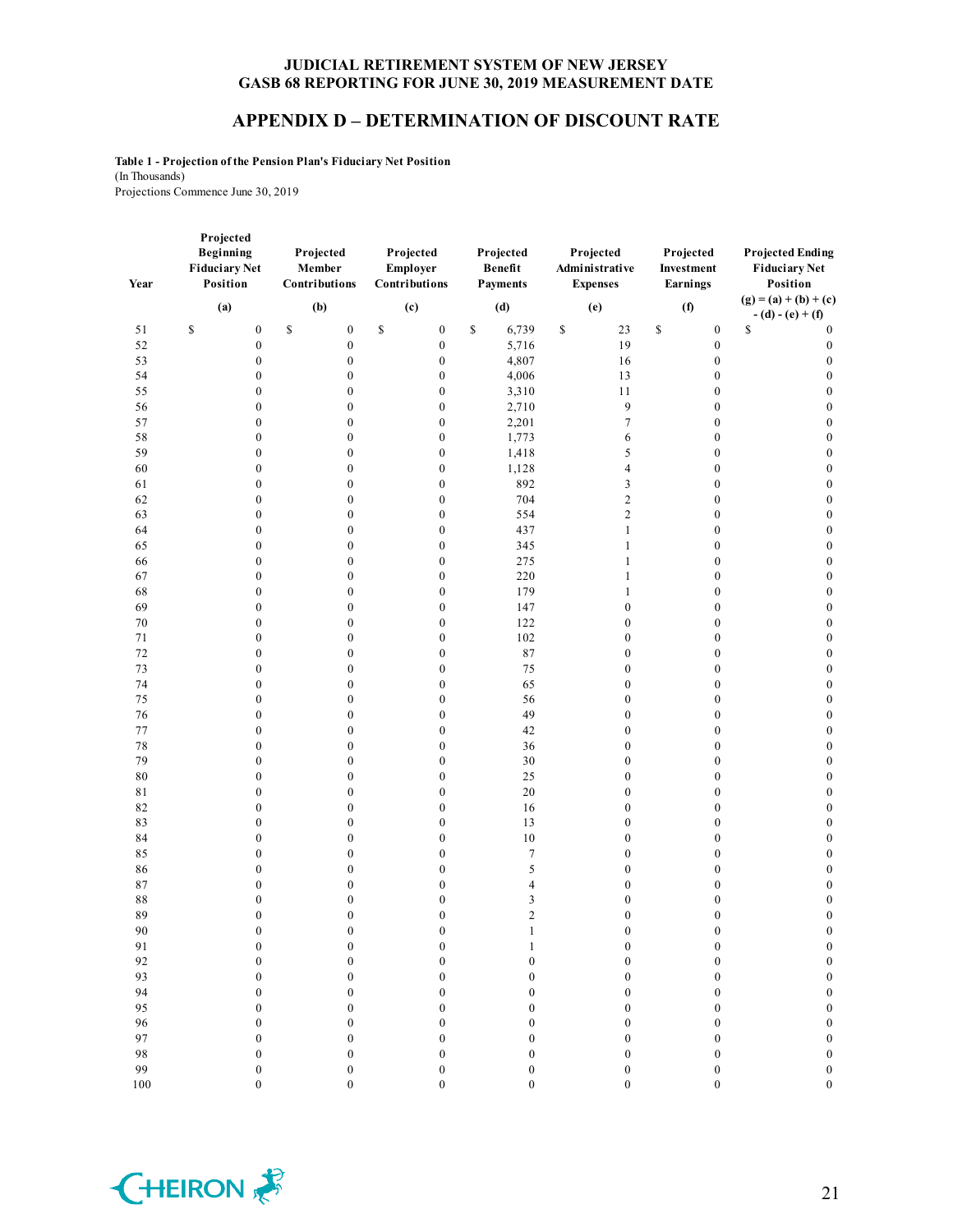# JUDICIAL RETIREMENT SYSTEM OF NEW JERSEY
## GASB 68 REPORTING FOR JUNE 30, 2019 MEASUREMENT DATE

## APPENDIX D – DETERMINATION OF DISCOUNT RATE

**Table 1 - Projection of the Pension Plan's Fiduciary Net Position**
(In Thousands)
Projections Commence June 30, 2019

| Year | Projected Beginning Fiduciary Net Position (a) | Projected Member Contributions (b) | Projected Employer Contributions (c) | Projected Benefit Payments (d) | Projected Administrative Expenses (e) | Projected Investment Earnings (f) | Projected Ending Fiduciary Net Position (g) = (a) + (b) + (c) - (d) - (e) + (f) |
|---|---|---|---|---|---|---|---|
| 51 | $ 0 | $ 0 | $ 0 | $ 6,739 | $ 23 | $ 0 | $ 0 |
| 52 | 0 | 0 | 0 | 5,716 | 19 | 0 | 0 |
| 53 | 0 | 0 | 0 | 4,807 | 16 | 0 | 0 |
| 54 | 0 | 0 | 0 | 4,006 | 13 | 0 | 0 |
| 55 | 0 | 0 | 0 | 3,310 | 11 | 0 | 0 |
| 56 | 0 | 0 | 0 | 2,710 | 9 | 0 | 0 |
| 57 | 0 | 0 | 0 | 2,201 | 7 | 0 | 0 |
| 58 | 0 | 0 | 0 | 1,773 | 6 | 0 | 0 |
| 59 | 0 | 0 | 0 | 1,418 | 5 | 0 | 0 |
| 60 | 0 | 0 | 0 | 1,128 | 4 | 0 | 0 |
| 61 | 0 | 0 | 0 | 892 | 3 | 0 | 0 |
| 62 | 0 | 0 | 0 | 704 | 2 | 0 | 0 |
| 63 | 0 | 0 | 0 | 554 | 2 | 0 | 0 |
| 64 | 0 | 0 | 0 | 437 | 1 | 0 | 0 |
| 65 | 0 | 0 | 0 | 345 | 1 | 0 | 0 |
| 66 | 0 | 0 | 0 | 275 | 1 | 0 | 0 |
| 67 | 0 | 0 | 0 | 220 | 1 | 0 | 0 |
| 68 | 0 | 0 | 0 | 179 | 1 | 0 | 0 |
| 69 | 0 | 0 | 0 | 147 | 0 | 0 | 0 |
| 70 | 0 | 0 | 0 | 122 | 0 | 0 | 0 |
| 71 | 0 | 0 | 0 | 102 | 0 | 0 | 0 |
| 72 | 0 | 0 | 0 | 87 | 0 | 0 | 0 |
| 73 | 0 | 0 | 0 | 75 | 0 | 0 | 0 |
| 74 | 0 | 0 | 0 | 65 | 0 | 0 | 0 |
| 75 | 0 | 0 | 0 | 56 | 0 | 0 | 0 |
| 76 | 0 | 0 | 0 | 49 | 0 | 0 | 0 |
| 77 | 0 | 0 | 0 | 42 | 0 | 0 | 0 |
| 78 | 0 | 0 | 0 | 36 | 0 | 0 | 0 |
| 79 | 0 | 0 | 0 | 30 | 0 | 0 | 0 |
| 80 | 0 | 0 | 0 | 25 | 0 | 0 | 0 |
| 81 | 0 | 0 | 0 | 20 | 0 | 0 | 0 |
| 82 | 0 | 0 | 0 | 16 | 0 | 0 | 0 |
| 83 | 0 | 0 | 0 | 13 | 0 | 0 | 0 |
| 84 | 0 | 0 | 0 | 10 | 0 | 0 | 0 |
| 85 | 0 | 0 | 0 | 7 | 0 | 0 | 0 |
| 86 | 0 | 0 | 0 | 5 | 0 | 0 | 0 |
| 87 | 0 | 0 | 0 | 4 | 0 | 0 | 0 |
| 88 | 0 | 0 | 0 | 3 | 0 | 0 | 0 |
| 89 | 0 | 0 | 0 | 2 | 0 | 0 | 0 |
| 90 | 0 | 0 | 0 | 1 | 0 | 0 | 0 |
| 91 | 0 | 0 | 0 | 1 | 0 | 0 | 0 |
| 92 | 0 | 0 | 0 | 0 | 0 | 0 | 0 |
| 93 | 0 | 0 | 0 | 0 | 0 | 0 | 0 |
| 94 | 0 | 0 | 0 | 0 | 0 | 0 | 0 |
| 95 | 0 | 0 | 0 | 0 | 0 | 0 | 0 |
| 96 | 0 | 0 | 0 | 0 | 0 | 0 | 0 |
| 97 | 0 | 0 | 0 | 0 | 0 | 0 | 0 |
| 98 | 0 | 0 | 0 | 0 | 0 | 0 | 0 |
| 99 | 0 | 0 | 0 | 0 | 0 | 0 | 0 |
| 100 | 0 | 0 | 0 | 0 | 0 | 0 | 0 |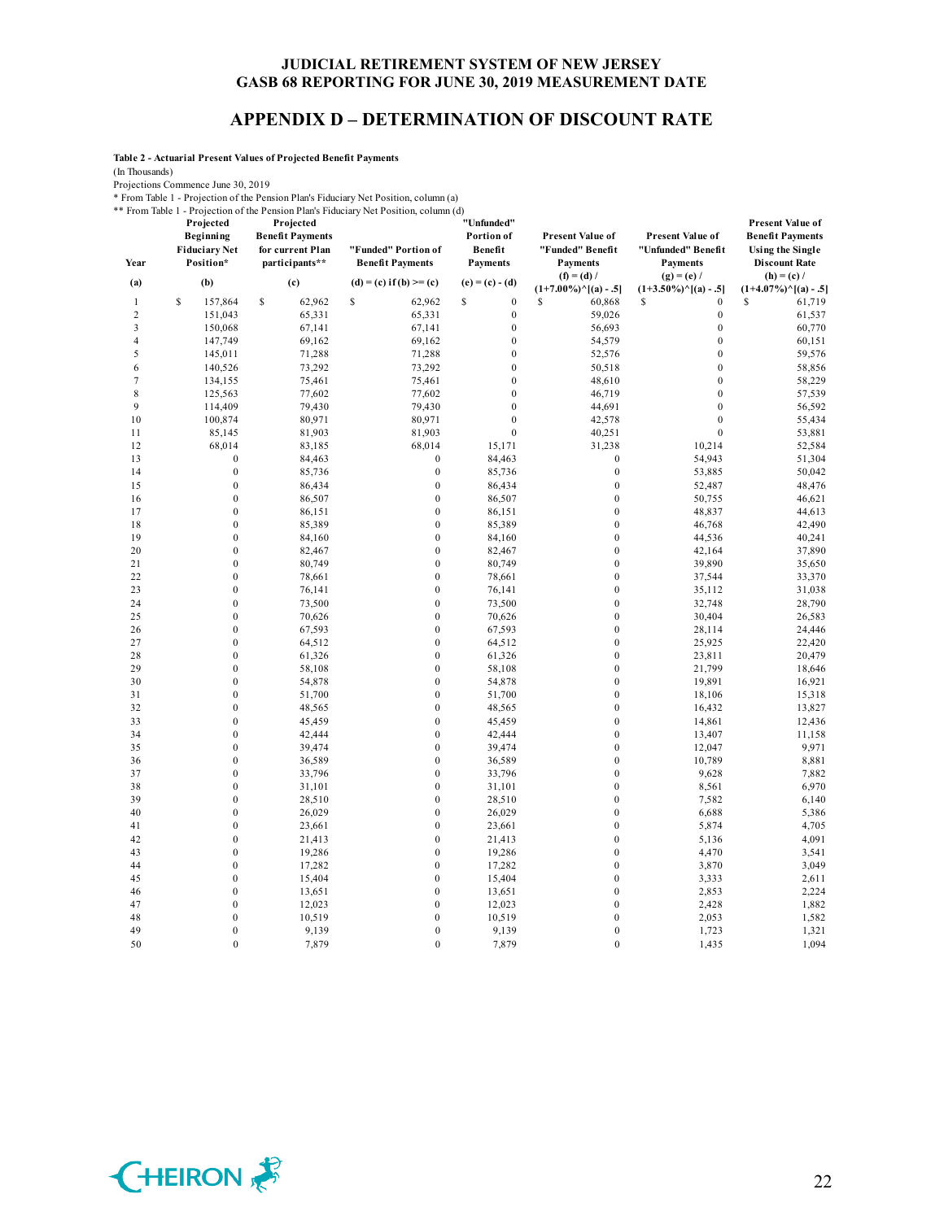# JUDICIAL RETIREMENT SYSTEM OF NEW JERSEY
## GASB 68 REPORTING FOR JUNE 30, 2019 MEASUREMENT DATE

## APPENDIX D – DETERMINATION OF DISCOUNT RATE

**Table 2 - Actuarial Present Values of Projected Benefit Payments**

(In Thousands)

Projections Commence June 30, 2019

\* From Table 1 - Projection of the Pension Plan's Fiduciary Net Position, column (a)

\*\* From Table 1 - Projection of the Pension Plan's Fiduciary Net Position, column (d)

| Year | Projected Beginning Fiduciary Net Position* | Projected Benefit Payments for current Plan participants** | "Funded" Portion of Benefit Payments | "Unfunded" Portion of Benefit Payments | Present Value of "Funded" Benefit Payments | Present Value of "Unfunded" Benefit Payments | Present Value of Benefit Payments Using the Single Discount Rate |
|---|---|---|---|---|---|---|---|
| (a) | (b) | (c) | (d) = (c) if (b) >= (c) | (e) = (c) - (d) | (f) = (d) / (1+7.00%)^[(a) - .5] | (g) = (e) / (1+3.50%)^[(a) - .5] | (h) = (c) / (1+4.07%)^[(a) - .5] |
| 1 | $ 157,864 | $ 62,962 | $ 62,962 | $ 0 | $ 60,868 | $ 0 | $ 61,719 |
| 2 | 151,043 | 65,331 | 65,331 | 0 | 59,026 | 0 | 61,537 |
| 3 | 150,068 | 67,141 | 67,141 | 0 | 56,693 | 0 | 60,770 |
| 4 | 147,749 | 69,162 | 69,162 | 0 | 54,579 | 0 | 60,151 |
| 5 | 145,011 | 71,288 | 71,288 | 0 | 52,576 | 0 | 59,576 |
| 6 | 140,526 | 73,292 | 73,292 | 0 | 50,518 | 0 | 58,856 |
| 7 | 134,155 | 75,461 | 75,461 | 0 | 48,610 | 0 | 58,229 |
| 8 | 125,563 | 77,602 | 77,602 | 0 | 46,719 | 0 | 57,539 |
| 9 | 114,409 | 79,430 | 79,430 | 0 | 44,691 | 0 | 56,592 |
| 10 | 100,874 | 80,971 | 80,971 | 0 | 42,578 | 0 | 55,434 |
| 11 | 85,145 | 81,903 | 81,903 | 0 | 40,251 | 0 | 53,881 |
| 12 | 68,014 | 83,185 | 68,014 | 15,171 | 31,238 | 10,214 | 52,584 |
| 13 | 0 | 84,463 | 0 | 84,463 | 0 | 54,943 | 51,304 |
| 14 | 0 | 85,736 | 0 | 85,736 | 0 | 53,885 | 50,042 |
| 15 | 0 | 86,434 | 0 | 86,434 | 0 | 52,487 | 48,476 |
| 16 | 0 | 86,507 | 0 | 86,507 | 0 | 50,755 | 46,621 |
| 17 | 0 | 86,151 | 0 | 86,151 | 0 | 48,837 | 44,613 |
| 18 | 0 | 85,389 | 0 | 85,389 | 0 | 46,768 | 42,490 |
| 19 | 0 | 84,160 | 0 | 84,160 | 0 | 44,536 | 40,241 |
| 20 | 0 | 82,467 | 0 | 82,467 | 0 | 42,164 | 37,890 |
| 21 | 0 | 80,749 | 0 | 80,749 | 0 | 39,890 | 35,650 |
| 22 | 0 | 78,661 | 0 | 78,661 | 0 | 37,544 | 33,370 |
| 23 | 0 | 76,141 | 0 | 76,141 | 0 | 35,112 | 31,038 |
| 24 | 0 | 73,500 | 0 | 73,500 | 0 | 32,748 | 28,790 |
| 25 | 0 | 70,626 | 0 | 70,626 | 0 | 30,404 | 26,583 |
| 26 | 0 | 67,593 | 0 | 67,593 | 0 | 28,114 | 24,446 |
| 27 | 0 | 64,512 | 0 | 64,512 | 0 | 25,925 | 22,420 |
| 28 | 0 | 61,326 | 0 | 61,326 | 0 | 23,811 | 20,479 |
| 29 | 0 | 58,108 | 0 | 58,108 | 0 | 21,799 | 18,646 |
| 30 | 0 | 54,878 | 0 | 54,878 | 0 | 19,891 | 16,921 |
| 31 | 0 | 51,700 | 0 | 51,700 | 0 | 18,106 | 15,318 |
| 32 | 0 | 48,565 | 0 | 48,565 | 0 | 16,432 | 13,827 |
| 33 | 0 | 45,459 | 0 | 45,459 | 0 | 14,861 | 12,436 |
| 34 | 0 | 42,444 | 0 | 42,444 | 0 | 13,407 | 11,158 |
| 35 | 0 | 39,474 | 0 | 39,474 | 0 | 12,047 | 9,971 |
| 36 | 0 | 36,589 | 0 | 36,589 | 0 | 10,789 | 8,881 |
| 37 | 0 | 33,796 | 0 | 33,796 | 0 | 9,628 | 7,882 |
| 38 | 0 | 31,101 | 0 | 31,101 | 0 | 8,561 | 6,970 |
| 39 | 0 | 28,510 | 0 | 28,510 | 0 | 7,582 | 6,140 |
| 40 | 0 | 26,029 | 0 | 26,029 | 0 | 6,688 | 5,386 |
| 41 | 0 | 23,661 | 0 | 23,661 | 0 | 5,874 | 4,705 |
| 42 | 0 | 21,413 | 0 | 21,413 | 0 | 5,136 | 4,091 |
| 43 | 0 | 19,286 | 0 | 19,286 | 0 | 4,470 | 3,541 |
| 44 | 0 | 17,282 | 0 | 17,282 | 0 | 3,870 | 3,049 |
| 45 | 0 | 15,404 | 0 | 15,404 | 0 | 3,333 | 2,611 |
| 46 | 0 | 13,651 | 0 | 13,651 | 0 | 2,853 | 2,224 |
| 47 | 0 | 12,023 | 0 | 12,023 | 0 | 2,428 | 1,882 |
| 48 | 0 | 10,519 | 0 | 10,519 | 0 | 2,053 | 1,582 |
| 49 | 0 | 9,139 | 0 | 9,139 | 0 | 1,723 | 1,321 |
| 50 | 0 | 7,879 | 0 | 7,879 | 0 | 1,435 | 1,094 |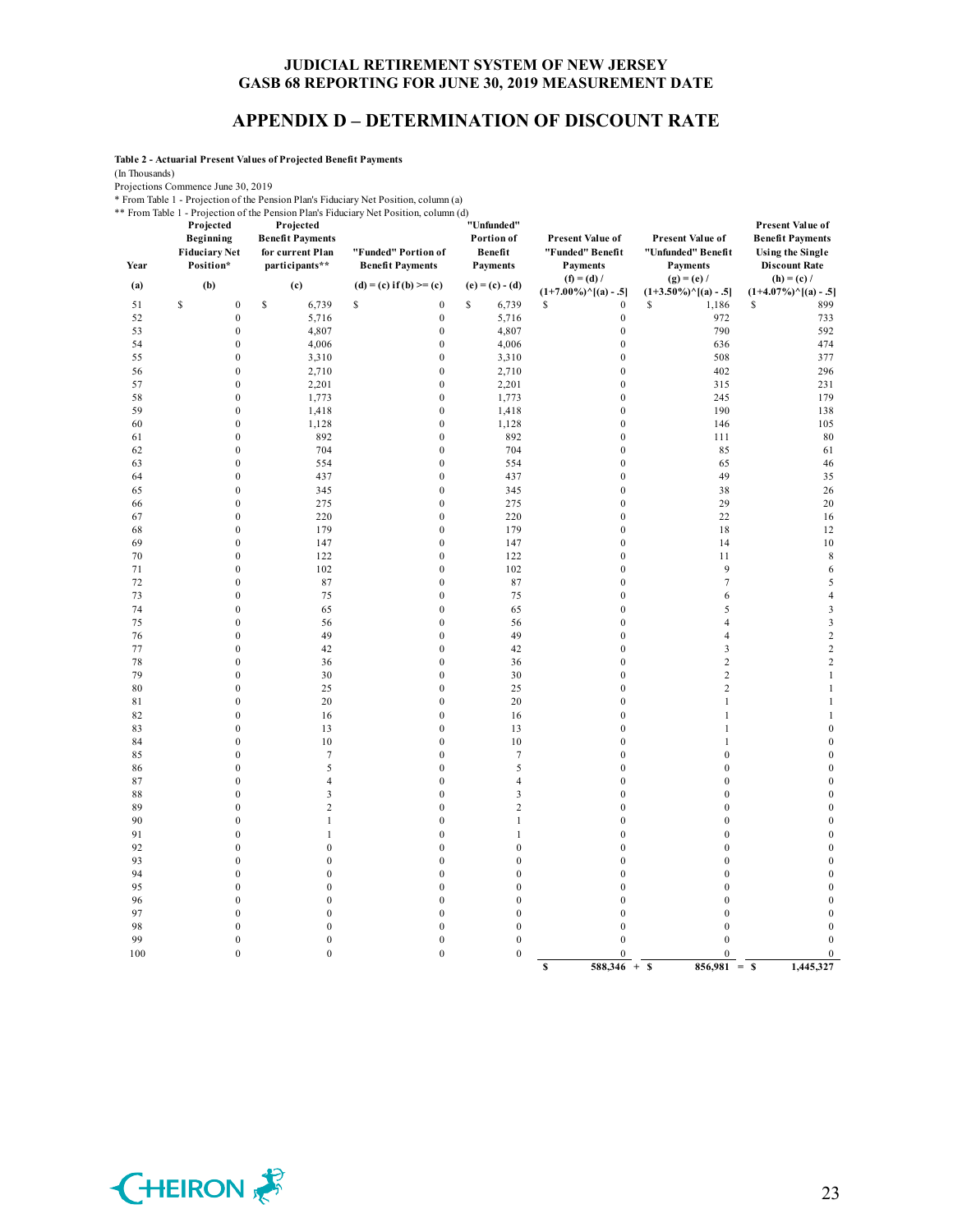## JUDICIAL RETIREMENT SYSTEM OF NEW JERSEY
## GASB 68 REPORTING FOR JUNE 30, 2019 MEASUREMENT DATE

# APPENDIX D – DETERMINATION OF DISCOUNT RATE

**Table 2 - Actuarial Present Values of Projected Benefit Payments**

(In Thousands)

Projections Commence June 30, 2019

\* From Table 1 - Projection of the Pension Plan's Fiduciary Net Position, column (a)

\*\* From Table 1 - Projection of the Pension Plan's Fiduciary Net Position, column (d)

| Year | Projected Beginning Fiduciary Net Position* | Projected Benefit Payments for current Plan participants** | "Funded" Portion of Benefit Payments | "Unfunded" Portion of Benefit Payments | Present Value of "Funded" Benefit Payments | Present Value of "Unfunded" Benefit Payments | Present Value of Benefit Payments Using the Single Discount Rate |
|---|---|---|---|---|---|---|---|
| (a) | (b) | (c) | (d) = (c) if (b) >= (c) | (e) = (c) - (d) | (f) = (d) / (1+7.00%)^[(a) - .5] | (g) = (e) / (1+3.50%)^[(a) - .5] | (h) = (c) / (1+4.07%)^[(a) - .5] |
| 51 | $ 0 | $ 6,739 | $ 0 | $ 6,739 | $ 0 | $ 1,186 | $ 899 |
| 52 | 0 | 5,716 | 0 | 5,716 | 0 | 972 | 733 |
| 53 | 0 | 4,807 | 0 | 4,807 | 0 | 790 | 592 |
| 54 | 0 | 4,006 | 0 | 4,006 | 0 | 636 | 474 |
| 55 | 0 | 3,310 | 0 | 3,310 | 0 | 508 | 377 |
| 56 | 0 | 2,710 | 0 | 2,710 | 0 | 402 | 296 |
| 57 | 0 | 2,201 | 0 | 2,201 | 0 | 315 | 231 |
| 58 | 0 | 1,773 | 0 | 1,773 | 0 | 245 | 179 |
| 59 | 0 | 1,418 | 0 | 1,418 | 0 | 190 | 138 |
| 60 | 0 | 1,128 | 0 | 1,128 | 0 | 146 | 105 |
| 61 | 0 | 892 | 0 | 892 | 0 | 111 | 80 |
| 62 | 0 | 704 | 0 | 704 | 0 | 85 | 61 |
| 63 | 0 | 554 | 0 | 554 | 0 | 65 | 46 |
| 64 | 0 | 437 | 0 | 437 | 0 | 49 | 35 |
| 65 | 0 | 345 | 0 | 345 | 0 | 38 | 26 |
| 66 | 0 | 275 | 0 | 275 | 0 | 29 | 20 |
| 67 | 0 | 220 | 0 | 220 | 0 | 22 | 16 |
| 68 | 0 | 179 | 0 | 179 | 0 | 18 | 12 |
| 69 | 0 | 147 | 0 | 147 | 0 | 14 | 10 |
| 70 | 0 | 122 | 0 | 122 | 0 | 11 | 8 |
| 71 | 0 | 102 | 0 | 102 | 0 | 9 | 6 |
| 72 | 0 | 87 | 0 | 87 | 0 | 7 | 5 |
| 73 | 0 | 75 | 0 | 75 | 0 | 6 | 4 |
| 74 | 0 | 65 | 0 | 65 | 0 | 5 | 3 |
| 75 | 0 | 56 | 0 | 56 | 0 | 4 | 3 |
| 76 | 0 | 49 | 0 | 49 | 0 | 4 | 2 |
| 77 | 0 | 42 | 0 | 42 | 0 | 3 | 2 |
| 78 | 0 | 36 | 0 | 36 | 0 | 2 | 2 |
| 79 | 0 | 30 | 0 | 30 | 0 | 2 | 1 |
| 80 | 0 | 25 | 0 | 25 | 0 | 2 | 1 |
| 81 | 0 | 20 | 0 | 20 | 0 | 1 | 1 |
| 82 | 0 | 16 | 0 | 16 | 0 | 1 | 1 |
| 83 | 0 | 13 | 0 | 13 | 0 | 1 | 0 |
| 84 | 0 | 10 | 0 | 10 | 0 | 1 | 0 |
| 85 | 0 | 7 | 0 | 7 | 0 | 0 | 0 |
| 86 | 0 | 5 | 0 | 5 | 0 | 0 | 0 |
| 87 | 0 | 4 | 0 | 4 | 0 | 0 | 0 |
| 88 | 0 | 3 | 0 | 3 | 0 | 0 | 0 |
| 89 | 0 | 2 | 0 | 2 | 0 | 0 | 0 |
| 90 | 0 | 1 | 0 | 1 | 0 | 0 | 0 |
| 91 | 0 | 1 | 0 | 1 | 0 | 0 | 0 |
| 92 | 0 | 0 | 0 | 0 | 0 | 0 | 0 |
| 93 | 0 | 0 | 0 | 0 | 0 | 0 | 0 |
| 94 | 0 | 0 | 0 | 0 | 0 | 0 | 0 |
| 95 | 0 | 0 | 0 | 0 | 0 | 0 | 0 |
| 96 | 0 | 0 | 0 | 0 | 0 | 0 | 0 |
| 97 | 0 | 0 | 0 | 0 | 0 | 0 | 0 |
| 98 | 0 | 0 | 0 | 0 | 0 | 0 | 0 |
| 99 | 0 | 0 | 0 | 0 | 0 | 0 | 0 |
| 100 | 0 | 0 | 0 | 0 | 0 | 0 | 0 |
| | | | | | **$ 588,346** + | **$ 856,981** = | **$ 1,445,327** |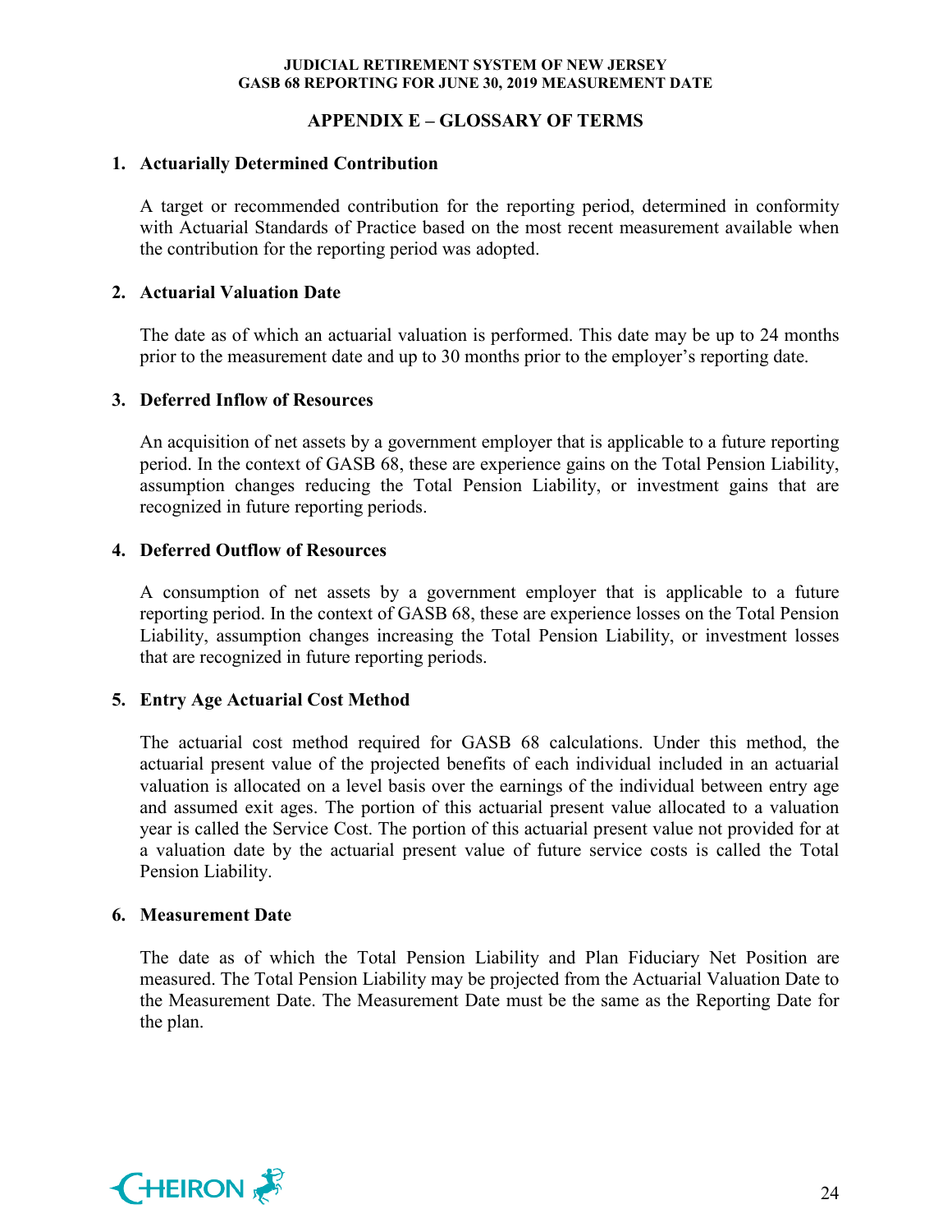## APPENDIX E – GLOSSARY OF TERMS

1. **Actuarially Determined Contribution**

   A target or recommended contribution for the reporting period, determined in conformity with Actuarial Standards of Practice based on the most recent measurement available when the contribution for the reporting period was adopted.

2. **Actuarial Valuation Date**

   The date as of which an actuarial valuation is performed. This date may be up to 24 months prior to the measurement date and up to 30 months prior to the employer's reporting date.

3. **Deferred Inflow of Resources**

   An acquisition of net assets by a government employer that is applicable to a future reporting period. In the context of GASB 68, these are experience gains on the Total Pension Liability, assumption changes reducing the Total Pension Liability, or investment gains that are recognized in future reporting periods.

4. **Deferred Outflow of Resources**

   A consumption of net assets by a government employer that is applicable to a future reporting period. In the context of GASB 68, these are experience losses on the Total Pension Liability, assumption changes increasing the Total Pension Liability, or investment losses that are recognized in future reporting periods.

5. **Entry Age Actuarial Cost Method**

   The actuarial cost method required for GASB 68 calculations. Under this method, the actuarial present value of the projected benefits of each individual included in an actuarial valuation is allocated on a level basis over the earnings of the individual between entry age and assumed exit ages. The portion of this actuarial present value allocated to a valuation year is called the Service Cost. The portion of this actuarial present value not provided for at a valuation date by the actuarial present value of future service costs is called the Total Pension Liability.

6. **Measurement Date**

   The date as of which the Total Pension Liability and Plan Fiduciary Net Position are measured. The Total Pension Liability may be projected from the Actuarial Valuation Date to the Measurement Date. The Measurement Date must be the same as the Reporting Date for the plan.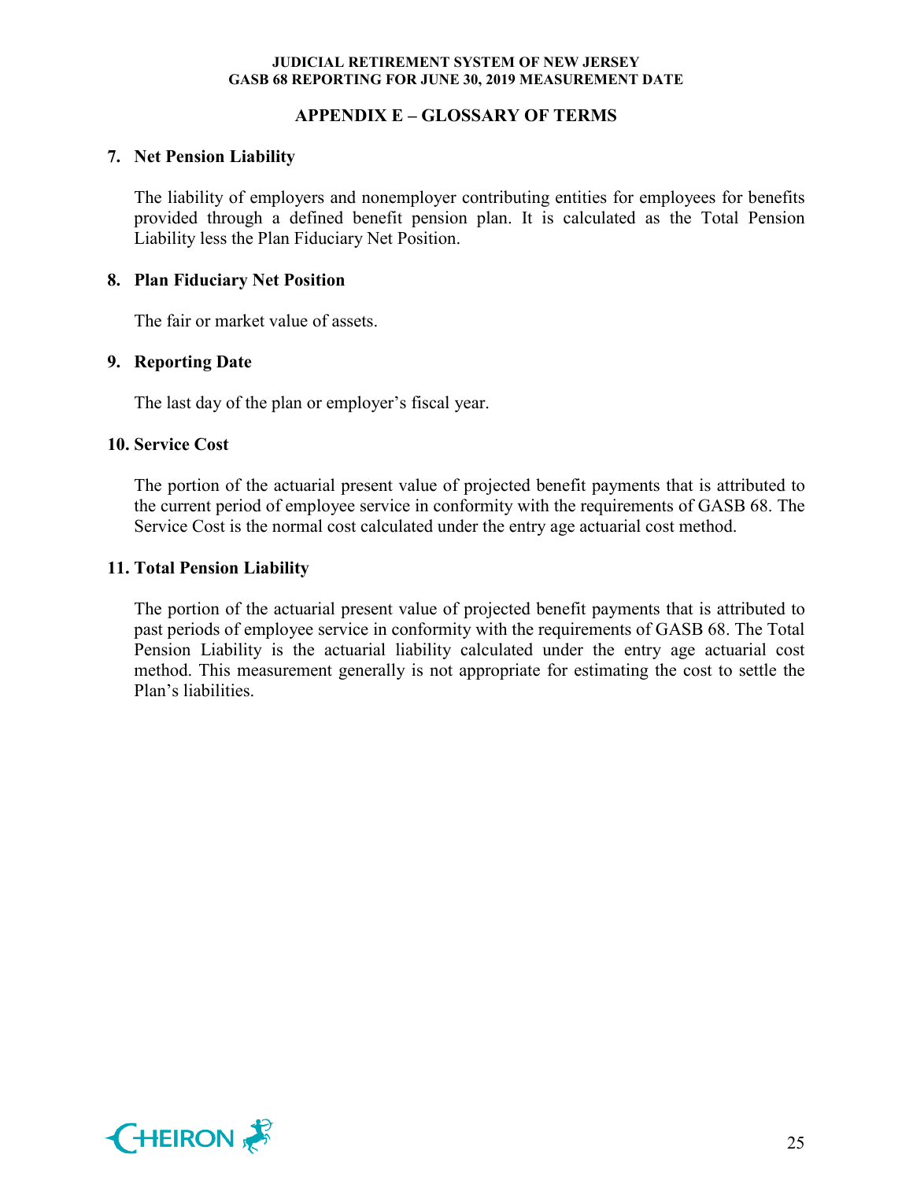## APPENDIX E – GLOSSARY OF TERMS

### 7. Net Pension Liability

The liability of employers and nonemployer contributing entities for employees for benefits provided through a defined benefit pension plan. It is calculated as the Total Pension Liability less the Plan Fiduciary Net Position.

### 8. Plan Fiduciary Net Position

The fair or market value of assets.

### 9. Reporting Date

The last day of the plan or employer's fiscal year.

### 10. Service Cost

The portion of the actuarial present value of projected benefit payments that is attributed to the current period of employee service in conformity with the requirements of GASB 68. The Service Cost is the normal cost calculated under the entry age actuarial cost method.

### 11. Total Pension Liability

The portion of the actuarial present value of projected benefit payments that is attributed to past periods of employee service in conformity with the requirements of GASB 68. The Total Pension Liability is the actuarial liability calculated under the entry age actuarial cost method. This measurement generally is not appropriate for estimating the cost to settle the Plan's liabilities.